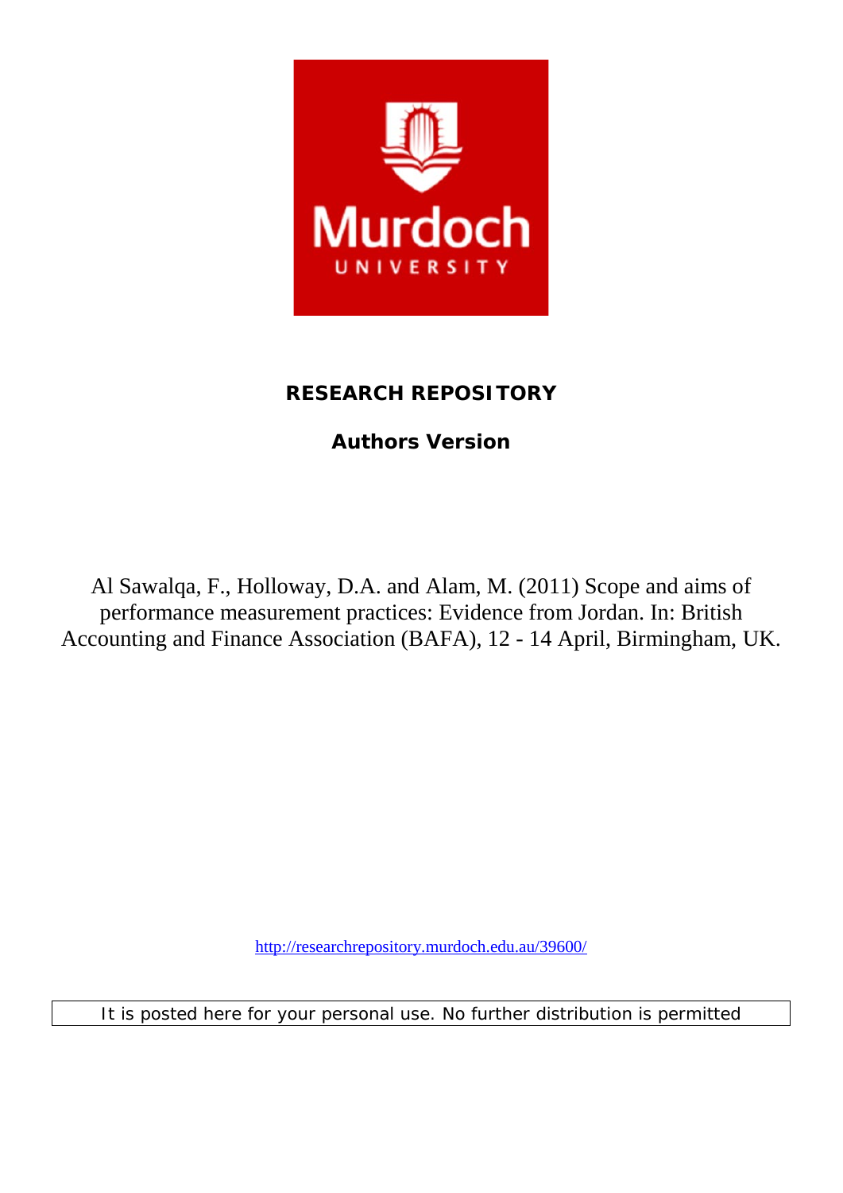Murdoch UNIVERSITY

**RESEARCH REPOSITORY**

**Authors Version**

Al Sawalqa, F., Holloway, D.A. and Alam, M. (2011) Scope and aims of performance measurement practices: Evidence from Jordan. In: British Accounting and Finance Association (BAFA), 12 - 14 April, Birmingham, UK.

http://researchrepository.murdoch.edu.au/39600/

It is posted here for your personal use. No further distribution is permitted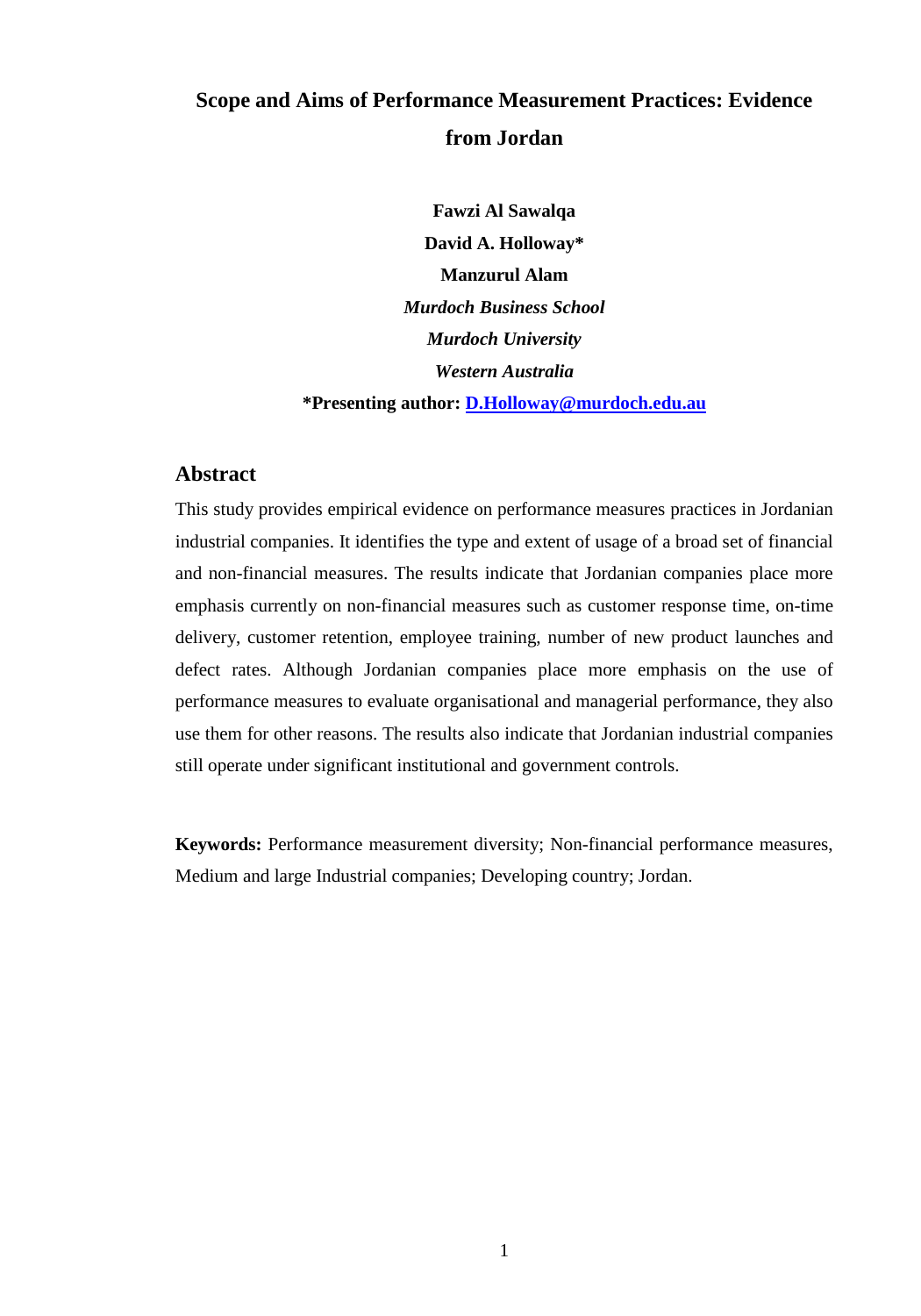# Scope and Aims of Performance Measurement Practices: Evidence from Jordan

**Fawzi Al Sawalqa**

**David A. Holloway***

**Manzurul Alam**

***Murdoch Business School***

***Murdoch University***

***Western Australia***

**\*Presenting author: D.Holloway@murdoch.edu.au**

## Abstract

This study provides empirical evidence on performance measures practices in Jordanian industrial companies. It identifies the type and extent of usage of a broad set of financial and non-financial measures. The results indicate that Jordanian companies place more emphasis currently on non-financial measures such as customer response time, on-time delivery, customer retention, employee training, number of new product launches and defect rates. Although Jordanian companies place more emphasis on the use of performance measures to evaluate organisational and managerial performance, they also use them for other reasons. The results also indicate that Jordanian industrial companies still operate under significant institutional and government controls.

**Keywords:** Performance measurement diversity; Non-financial performance measures, Medium and large Industrial companies; Developing country; Jordan.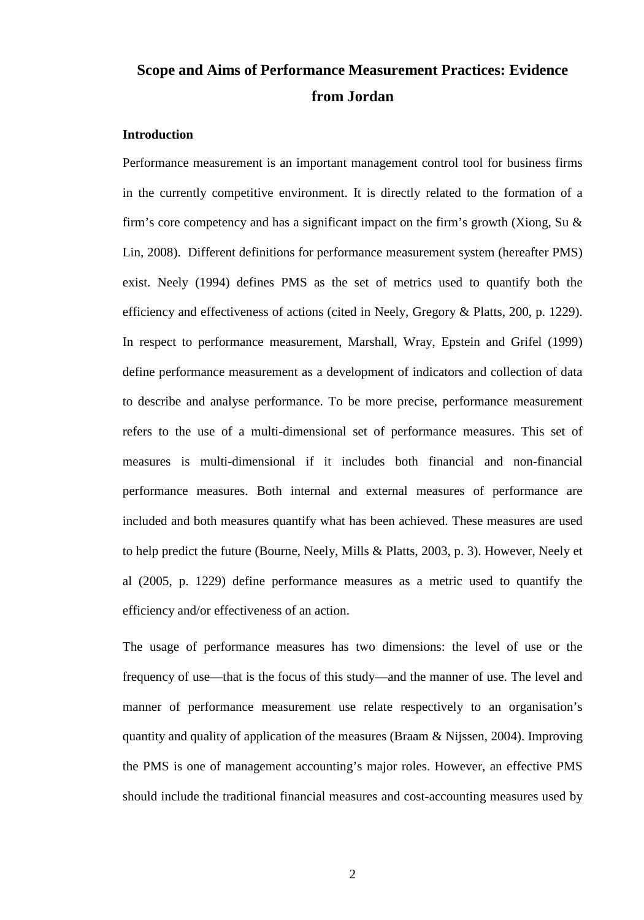# Scope and Aims of Performance Measurement Practices: Evidence from Jordan

### Introduction

Performance measurement is an important management control tool for business firms in the currently competitive environment. It is directly related to the formation of a firm's core competency and has a significant impact on the firm's growth (Xiong, Su & Lin, 2008). Different definitions for performance measurement system (hereafter PMS) exist. Neely (1994) defines PMS as the set of metrics used to quantify both the efficiency and effectiveness of actions (cited in Neely, Gregory & Platts, 200, p. 1229). In respect to performance measurement, Marshall, Wray, Epstein and Grifel (1999) define performance measurement as a development of indicators and collection of data to describe and analyse performance. To be more precise, performance measurement refers to the use of a multi-dimensional set of performance measures. This set of measures is multi-dimensional if it includes both financial and non-financial performance measures. Both internal and external measures of performance are included and both measures quantify what has been achieved. These measures are used to help predict the future (Bourne, Neely, Mills & Platts, 2003, p. 3). However, Neely et al (2005, p. 1229) define performance measures as a metric used to quantify the efficiency and/or effectiveness of an action.

The usage of performance measures has two dimensions: the level of use or the frequency of use—that is the focus of this study—and the manner of use. The level and manner of performance measurement use relate respectively to an organisation's quantity and quality of application of the measures (Braam & Nijssen, 2004). Improving the PMS is one of management accounting's major roles. However, an effective PMS should include the traditional financial measures and cost-accounting measures used by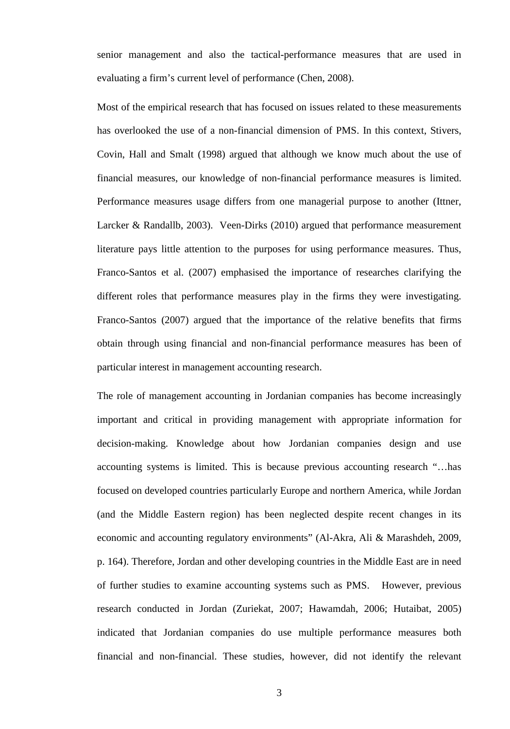senior management and also the tactical-performance measures that are used in evaluating a firm's current level of performance (Chen, 2008).

Most of the empirical research that has focused on issues related to these measurements has overlooked the use of a non-financial dimension of PMS. In this context, Stivers, Covin, Hall and Smalt (1998) argued that although we know much about the use of financial measures, our knowledge of non-financial performance measures is limited. Performance measures usage differs from one managerial purpose to another (Ittner, Larcker & Randallb, 2003). Veen-Dirks (2010) argued that performance measurement literature pays little attention to the purposes for using performance measures. Thus, Franco-Santos et al. (2007) emphasised the importance of researches clarifying the different roles that performance measures play in the firms they were investigating. Franco-Santos (2007) argued that the importance of the relative benefits that firms obtain through using financial and non-financial performance measures has been of particular interest in management accounting research.

The role of management accounting in Jordanian companies has become increasingly important and critical in providing management with appropriate information for decision-making. Knowledge about how Jordanian companies design and use accounting systems is limited. This is because previous accounting research "…has focused on developed countries particularly Europe and northern America, while Jordan (and the Middle Eastern region) has been neglected despite recent changes in its economic and accounting regulatory environments" (Al-Akra, Ali & Marashdeh, 2009, p. 164). Therefore, Jordan and other developing countries in the Middle East are in need of further studies to examine accounting systems such as PMS. However, previous research conducted in Jordan (Zuriekat, 2007; Hawamdah, 2006; Hutaibat, 2005) indicated that Jordanian companies do use multiple performance measures both financial and non-financial. These studies, however, did not identify the relevant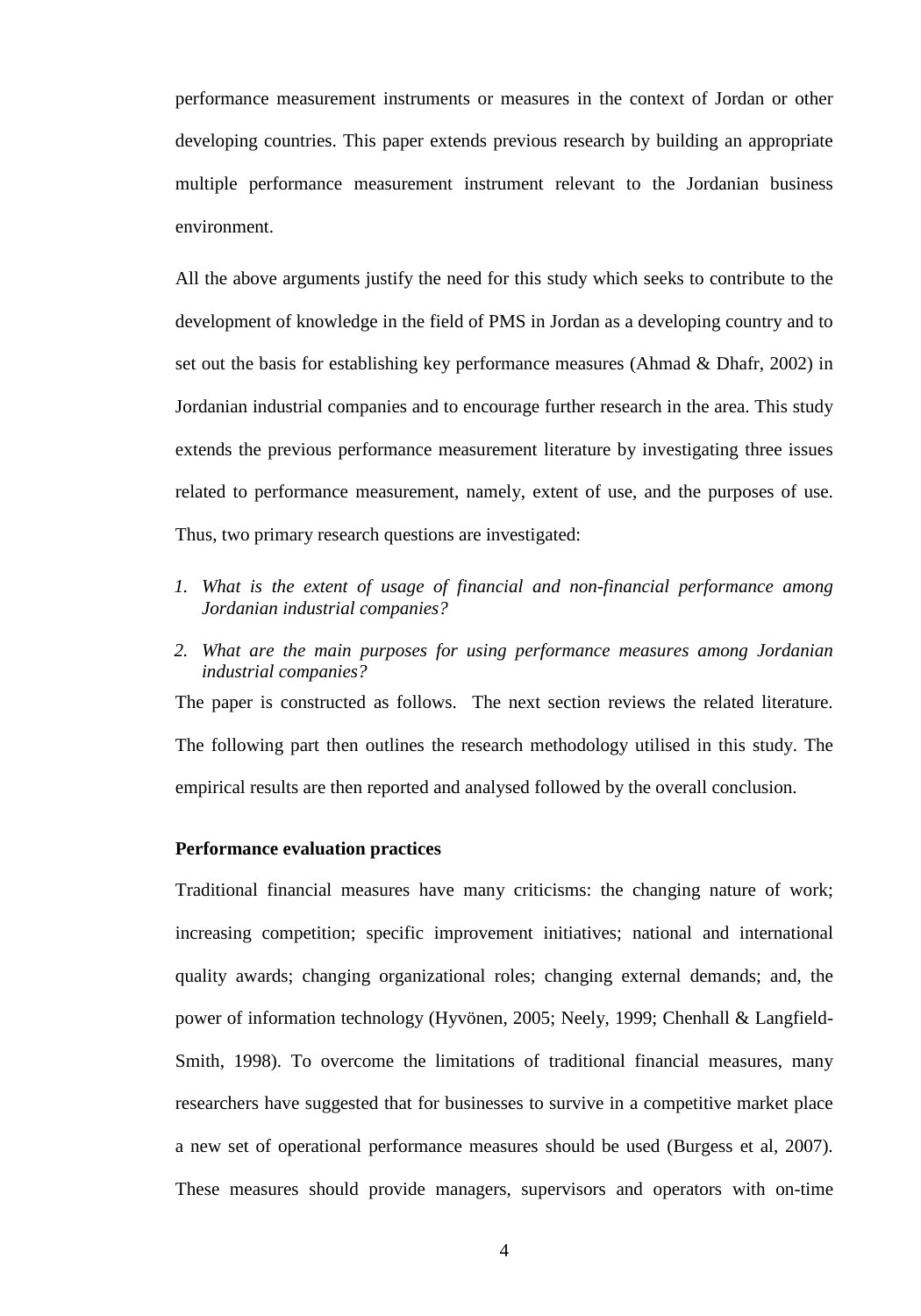performance measurement instruments or measures in the context of Jordan or other developing countries. This paper extends previous research by building an appropriate multiple performance measurement instrument relevant to the Jordanian business environment.

All the above arguments justify the need for this study which seeks to contribute to the development of knowledge in the field of PMS in Jordan as a developing country and to set out the basis for establishing key performance measures (Ahmad & Dhafr, 2002) in Jordanian industrial companies and to encourage further research in the area. This study extends the previous performance measurement literature by investigating three issues related to performance measurement, namely, extent of use, and the purposes of use. Thus, two primary research questions are investigated:

1. *What is the extent of usage of financial and non-financial performance among Jordanian industrial companies?*
2. *What are the main purposes for using performance measures among Jordanian industrial companies?*

The paper is constructed as follows. The next section reviews the related literature. The following part then outlines the research methodology utilised in this study. The empirical results are then reported and analysed followed by the overall conclusion.

**Performance evaluation practices**

Traditional financial measures have many criticisms: the changing nature of work; increasing competition; specific improvement initiatives; national and international quality awards; changing organizational roles; changing external demands; and, the power of information technology (Hyvönen, 2005; Neely, 1999; Chenhall & Langfield-Smith, 1998). To overcome the limitations of traditional financial measures, many researchers have suggested that for businesses to survive in a competitive market place a new set of operational performance measures should be used (Burgess et al, 2007). These measures should provide managers, supervisors and operators with on-time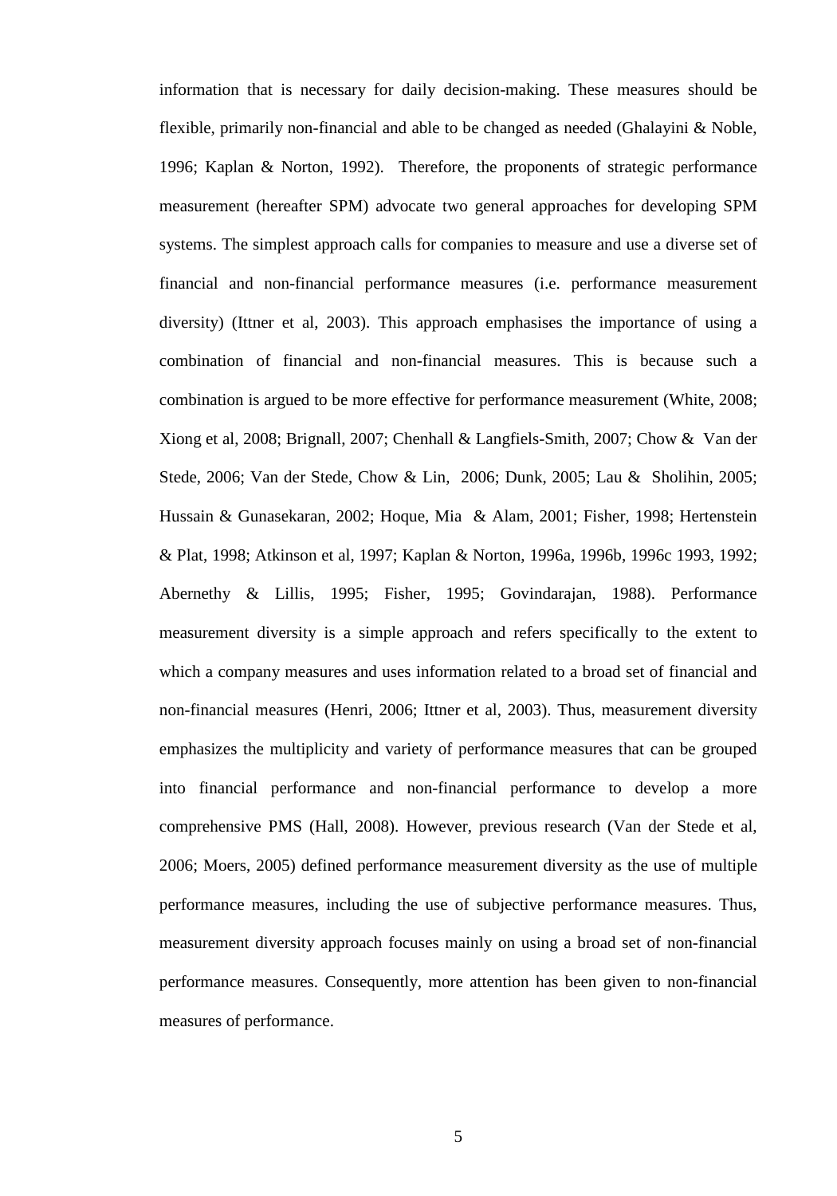information that is necessary for daily decision-making. These measures should be flexible, primarily non-financial and able to be changed as needed (Ghalayini & Noble, 1996; Kaplan & Norton, 1992). Therefore, the proponents of strategic performance measurement (hereafter SPM) advocate two general approaches for developing SPM systems. The simplest approach calls for companies to measure and use a diverse set of financial and non-financial performance measures (i.e. performance measurement diversity) (Ittner et al, 2003). This approach emphasises the importance of using a combination of financial and non-financial measures. This is because such a combination is argued to be more effective for performance measurement (White, 2008; Xiong et al, 2008; Brignall, 2007; Chenhall & Langfiels-Smith, 2007; Chow & Van der Stede, 2006; Van der Stede, Chow & Lin, 2006; Dunk, 2005; Lau & Sholihin, 2005; Hussain & Gunasekaran, 2002; Hoque, Mia & Alam, 2001; Fisher, 1998; Hertenstein & Plat, 1998; Atkinson et al, 1997; Kaplan & Norton, 1996a, 1996b, 1996c 1993, 1992; Abernethy & Lillis, 1995; Fisher, 1995; Govindarajan, 1988). Performance measurement diversity is a simple approach and refers specifically to the extent to which a company measures and uses information related to a broad set of financial and non-financial measures (Henri, 2006; Ittner et al, 2003). Thus, measurement diversity emphasizes the multiplicity and variety of performance measures that can be grouped into financial performance and non-financial performance to develop a more comprehensive PMS (Hall, 2008). However, previous research (Van der Stede et al, 2006; Moers, 2005) defined performance measurement diversity as the use of multiple performance measures, including the use of subjective performance measures. Thus, measurement diversity approach focuses mainly on using a broad set of non-financial performance measures. Consequently, more attention has been given to non-financial measures of performance.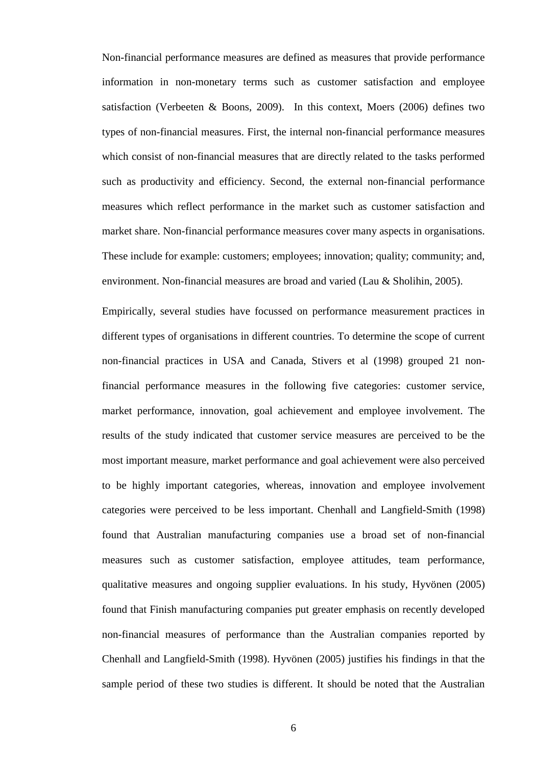Non-financial performance measures are defined as measures that provide performance information in non-monetary terms such as customer satisfaction and employee satisfaction (Verbeeten & Boons, 2009). In this context, Moers (2006) defines two types of non-financial measures. First, the internal non-financial performance measures which consist of non-financial measures that are directly related to the tasks performed such as productivity and efficiency. Second, the external non-financial performance measures which reflect performance in the market such as customer satisfaction and market share. Non-financial performance measures cover many aspects in organisations. These include for example: customers; employees; innovation; quality; community; and, environment. Non-financial measures are broad and varied (Lau & Sholihin, 2005).

Empirically, several studies have focussed on performance measurement practices in different types of organisations in different countries. To determine the scope of current non-financial practices in USA and Canada, Stivers et al (1998) grouped 21 non-financial performance measures in the following five categories: customer service, market performance, innovation, goal achievement and employee involvement. The results of the study indicated that customer service measures are perceived to be the most important measure, market performance and goal achievement were also perceived to be highly important categories, whereas, innovation and employee involvement categories were perceived to be less important. Chenhall and Langfield-Smith (1998) found that Australian manufacturing companies use a broad set of non-financial measures such as customer satisfaction, employee attitudes, team performance, qualitative measures and ongoing supplier evaluations. In his study, Hyvönen (2005) found that Finish manufacturing companies put greater emphasis on recently developed non-financial measures of performance than the Australian companies reported by Chenhall and Langfield-Smith (1998). Hyvönen (2005) justifies his findings in that the sample period of these two studies is different. It should be noted that the Australian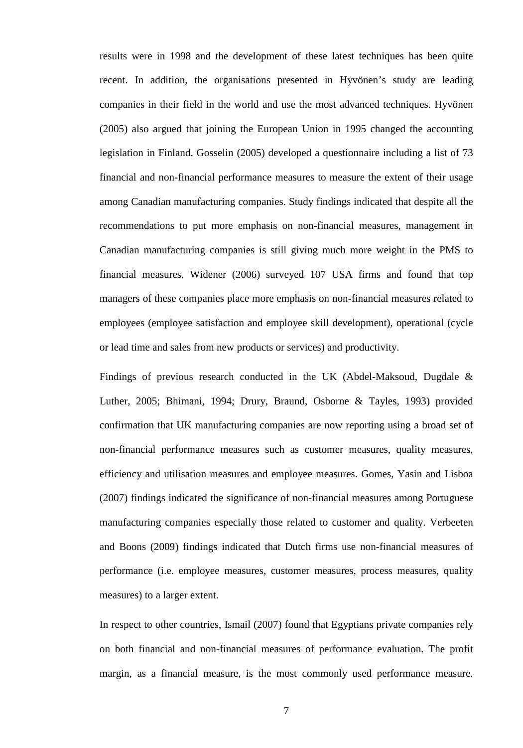results were in 1998 and the development of these latest techniques has been quite recent. In addition, the organisations presented in Hyvönen's study are leading companies in their field in the world and use the most advanced techniques. Hyvönen (2005) also argued that joining the European Union in 1995 changed the accounting legislation in Finland. Gosselin (2005) developed a questionnaire including a list of 73 financial and non-financial performance measures to measure the extent of their usage among Canadian manufacturing companies. Study findings indicated that despite all the recommendations to put more emphasis on non-financial measures, management in Canadian manufacturing companies is still giving much more weight in the PMS to financial measures. Widener (2006) surveyed 107 USA firms and found that top managers of these companies place more emphasis on non-financial measures related to employees (employee satisfaction and employee skill development), operational (cycle or lead time and sales from new products or services) and productivity.

Findings of previous research conducted in the UK (Abdel-Maksoud, Dugdale & Luther, 2005; Bhimani, 1994; Drury, Braund, Osborne & Tayles, 1993) provided confirmation that UK manufacturing companies are now reporting using a broad set of non-financial performance measures such as customer measures, quality measures, efficiency and utilisation measures and employee measures. Gomes, Yasin and Lisboa (2007) findings indicated the significance of non-financial measures among Portuguese manufacturing companies especially those related to customer and quality. Verbeeten and Boons (2009) findings indicated that Dutch firms use non-financial measures of performance (i.e. employee measures, customer measures, process measures, quality measures) to a larger extent.

In respect to other countries, Ismail (2007) found that Egyptians private companies rely on both financial and non-financial measures of performance evaluation. The profit margin, as a financial measure, is the most commonly used performance measure.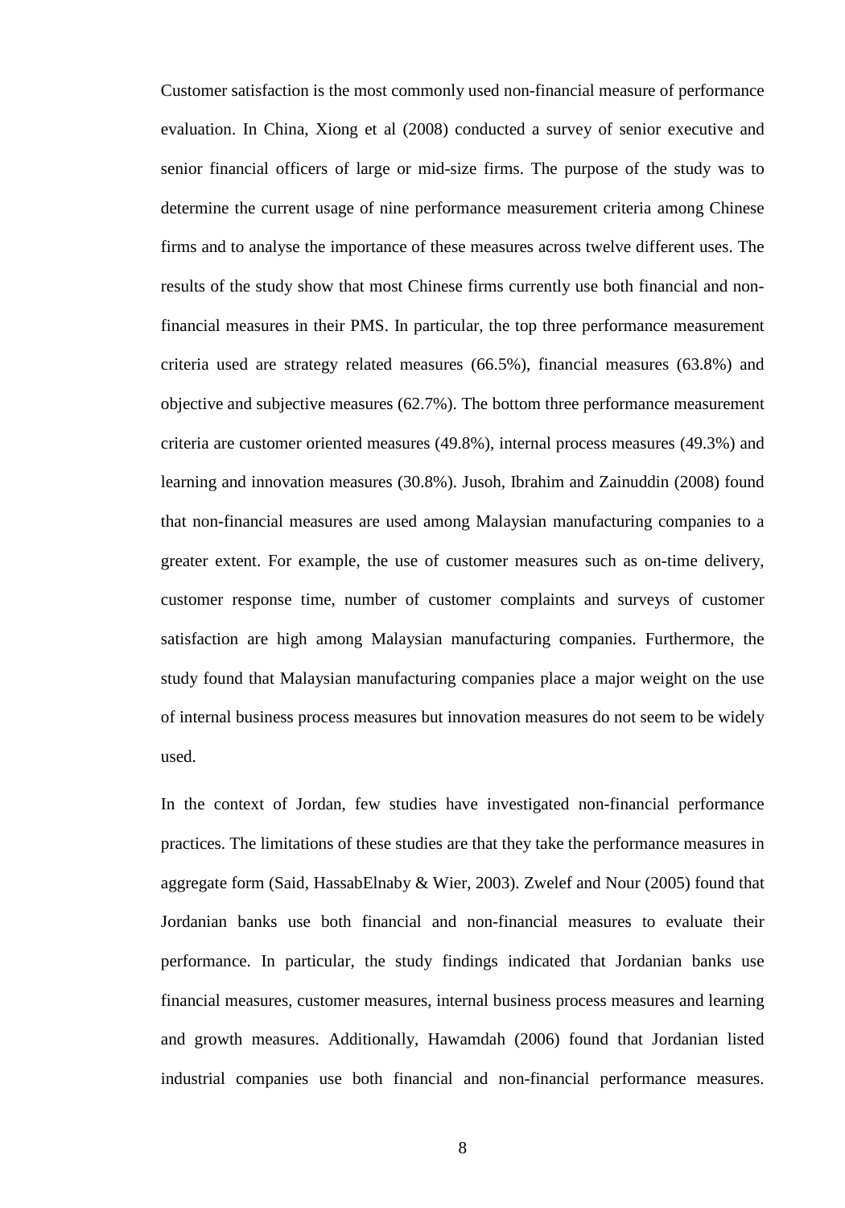Customer satisfaction is the most commonly used non-financial measure of performance evaluation. In China, Xiong et al (2008) conducted a survey of senior executive and senior financial officers of large or mid-size firms. The purpose of the study was to determine the current usage of nine performance measurement criteria among Chinese firms and to analyse the importance of these measures across twelve different uses. The results of the study show that most Chinese firms currently use both financial and non-financial measures in their PMS. In particular, the top three performance measurement criteria used are strategy related measures (66.5%), financial measures (63.8%) and objective and subjective measures (62.7%). The bottom three performance measurement criteria are customer oriented measures (49.8%), internal process measures (49.3%) and learning and innovation measures (30.8%). Jusoh, Ibrahim and Zainuddin (2008) found that non-financial measures are used among Malaysian manufacturing companies to a greater extent. For example, the use of customer measures such as on-time delivery, customer response time, number of customer complaints and surveys of customer satisfaction are high among Malaysian manufacturing companies. Furthermore, the study found that Malaysian manufacturing companies place a major weight on the use of internal business process measures but innovation measures do not seem to be widely used.

In the context of Jordan, few studies have investigated non-financial performance practices. The limitations of these studies are that they take the performance measures in aggregate form (Said, HassabElnaby & Wier, 2003). Zwelef and Nour (2005) found that Jordanian banks use both financial and non-financial measures to evaluate their performance. In particular, the study findings indicated that Jordanian banks use financial measures, customer measures, internal business process measures and learning and growth measures. Additionally, Hawamdah (2006) found that Jordanian listed industrial companies use both financial and non-financial performance measures.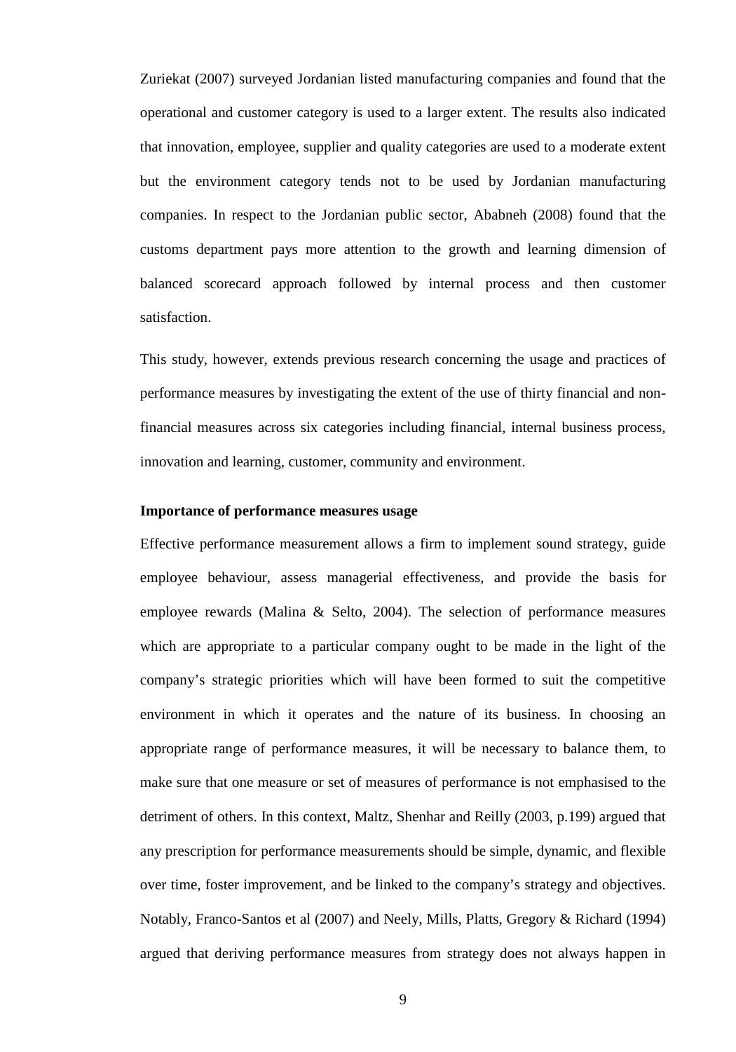Zuriekat (2007) surveyed Jordanian listed manufacturing companies and found that the operational and customer category is used to a larger extent. The results also indicated that innovation, employee, supplier and quality categories are used to a moderate extent but the environment category tends not to be used by Jordanian manufacturing companies. In respect to the Jordanian public sector, Ababneh (2008) found that the customs department pays more attention to the growth and learning dimension of balanced scorecard approach followed by internal process and then customer satisfaction.

This study, however, extends previous research concerning the usage and practices of performance measures by investigating the extent of the use of thirty financial and non-financial measures across six categories including financial, internal business process, innovation and learning, customer, community and environment.

**Importance of performance measures usage**

Effective performance measurement allows a firm to implement sound strategy, guide employee behaviour, assess managerial effectiveness, and provide the basis for employee rewards (Malina & Selto, 2004). The selection of performance measures which are appropriate to a particular company ought to be made in the light of the company's strategic priorities which will have been formed to suit the competitive environment in which it operates and the nature of its business. In choosing an appropriate range of performance measures, it will be necessary to balance them, to make sure that one measure or set of measures of performance is not emphasised to the detriment of others. In this context, Maltz, Shenhar and Reilly (2003, p.199) argued that any prescription for performance measurements should be simple, dynamic, and flexible over time, foster improvement, and be linked to the company's strategy and objectives. Notably, Franco-Santos et al (2007) and Neely, Mills, Platts, Gregory & Richard (1994) argued that deriving performance measures from strategy does not always happen in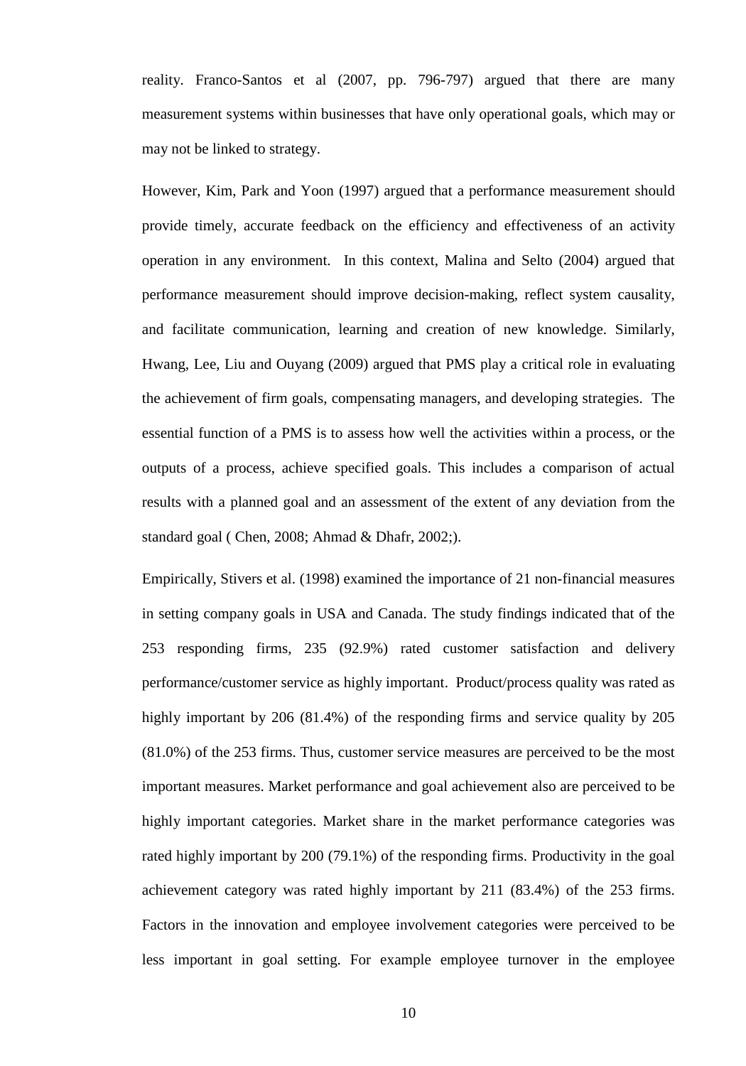reality. Franco-Santos et al (2007, pp. 796-797) argued that there are many measurement systems within businesses that have only operational goals, which may or may not be linked to strategy.

However, Kim, Park and Yoon (1997) argued that a performance measurement should provide timely, accurate feedback on the efficiency and effectiveness of an activity operation in any environment. In this context, Malina and Selto (2004) argued that performance measurement should improve decision-making, reflect system causality, and facilitate communication, learning and creation of new knowledge. Similarly, Hwang, Lee, Liu and Ouyang (2009) argued that PMS play a critical role in evaluating the achievement of firm goals, compensating managers, and developing strategies. The essential function of a PMS is to assess how well the activities within a process, or the outputs of a process, achieve specified goals. This includes a comparison of actual results with a planned goal and an assessment of the extent of any deviation from the standard goal ( Chen, 2008; Ahmad & Dhafr, 2002;).

Empirically, Stivers et al. (1998) examined the importance of 21 non-financial measures in setting company goals in USA and Canada. The study findings indicated that of the 253 responding firms, 235 (92.9%) rated customer satisfaction and delivery performance/customer service as highly important. Product/process quality was rated as highly important by 206 (81.4%) of the responding firms and service quality by 205 (81.0%) of the 253 firms. Thus, customer service measures are perceived to be the most important measures. Market performance and goal achievement also are perceived to be highly important categories. Market share in the market performance categories was rated highly important by 200 (79.1%) of the responding firms. Productivity in the goal achievement category was rated highly important by 211 (83.4%) of the 253 firms. Factors in the innovation and employee involvement categories were perceived to be less important in goal setting. For example employee turnover in the employee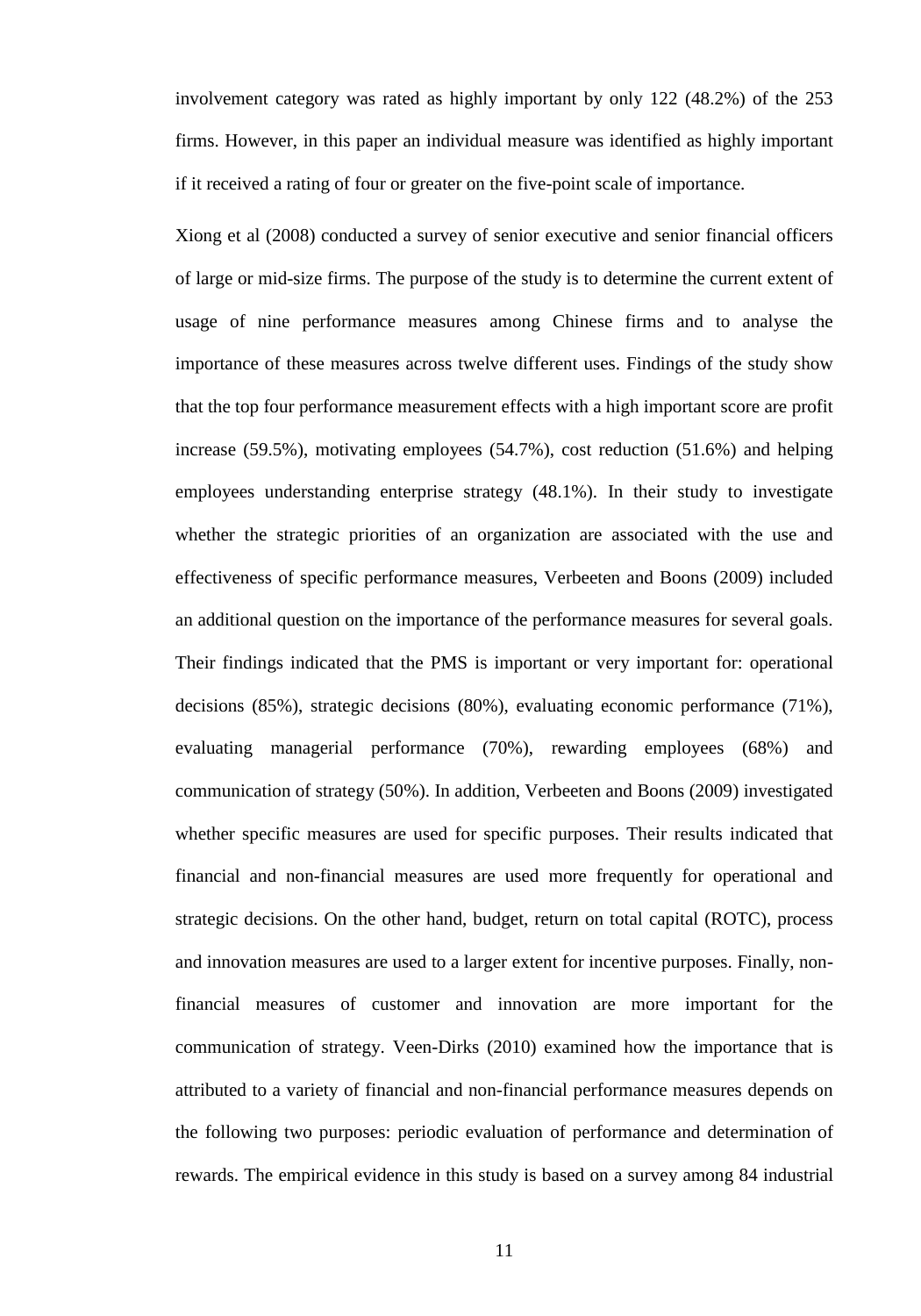involvement category was rated as highly important by only 122 (48.2%) of the 253 firms. However, in this paper an individual measure was identified as highly important if it received a rating of four or greater on the five-point scale of importance.

Xiong et al (2008) conducted a survey of senior executive and senior financial officers of large or mid-size firms. The purpose of the study is to determine the current extent of usage of nine performance measures among Chinese firms and to analyse the importance of these measures across twelve different uses. Findings of the study show that the top four performance measurement effects with a high important score are profit increase (59.5%), motivating employees (54.7%), cost reduction (51.6%) and helping employees understanding enterprise strategy (48.1%). In their study to investigate whether the strategic priorities of an organization are associated with the use and effectiveness of specific performance measures, Verbeeten and Boons (2009) included an additional question on the importance of the performance measures for several goals. Their findings indicated that the PMS is important or very important for: operational decisions (85%), strategic decisions (80%), evaluating economic performance (71%), evaluating managerial performance (70%), rewarding employees (68%) and communication of strategy (50%). In addition, Verbeeten and Boons (2009) investigated whether specific measures are used for specific purposes. Their results indicated that financial and non-financial measures are used more frequently for operational and strategic decisions. On the other hand, budget, return on total capital (ROTC), process and innovation measures are used to a larger extent for incentive purposes. Finally, non-financial measures of customer and innovation are more important for the communication of strategy. Veen-Dirks (2010) examined how the importance that is attributed to a variety of financial and non-financial performance measures depends on the following two purposes: periodic evaluation of performance and determination of rewards. The empirical evidence in this study is based on a survey among 84 industrial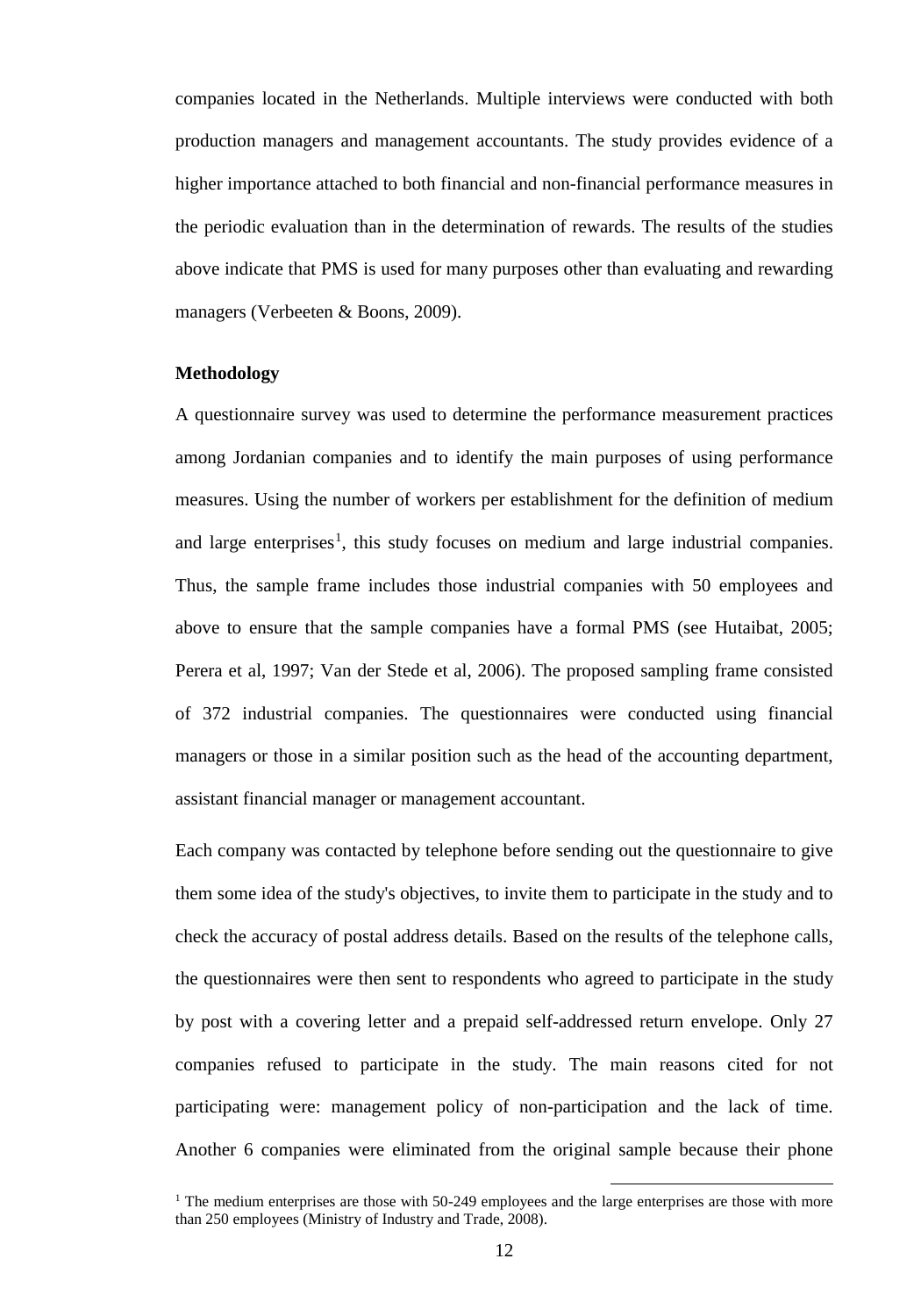companies located in the Netherlands. Multiple interviews were conducted with both production managers and management accountants. The study provides evidence of a higher importance attached to both financial and non-financial performance measures in the periodic evaluation than in the determination of rewards. The results of the studies above indicate that PMS is used for many purposes other than evaluating and rewarding managers (Verbeeten & Boons, 2009).

**Methodology**

A questionnaire survey was used to determine the performance measurement practices among Jordanian companies and to identify the main purposes of using performance measures. Using the number of workers per establishment for the definition of medium and large enterprises[1], this study focuses on medium and large industrial companies. Thus, the sample frame includes those industrial companies with 50 employees and above to ensure that the sample companies have a formal PMS (see Hutaibat, 2005; Perera et al, 1997; Van der Stede et al, 2006). The proposed sampling frame consisted of 372 industrial companies. The questionnaires were conducted using financial managers or those in a similar position such as the head of the accounting department, assistant financial manager or management accountant.

Each company was contacted by telephone before sending out the questionnaire to give them some idea of the study's objectives, to invite them to participate in the study and to check the accuracy of postal address details. Based on the results of the telephone calls, the questionnaires were then sent to respondents who agreed to participate in the study by post with a covering letter and a prepaid self-addressed return envelope. Only 27 companies refused to participate in the study. The main reasons cited for not participating were: management policy of non-participation and the lack of time. Another 6 companies were eliminated from the original sample because their phone

[1] The medium enterprises are those with 50-249 employees and the large enterprises are those with more than 250 employees (Ministry of Industry and Trade, 2008).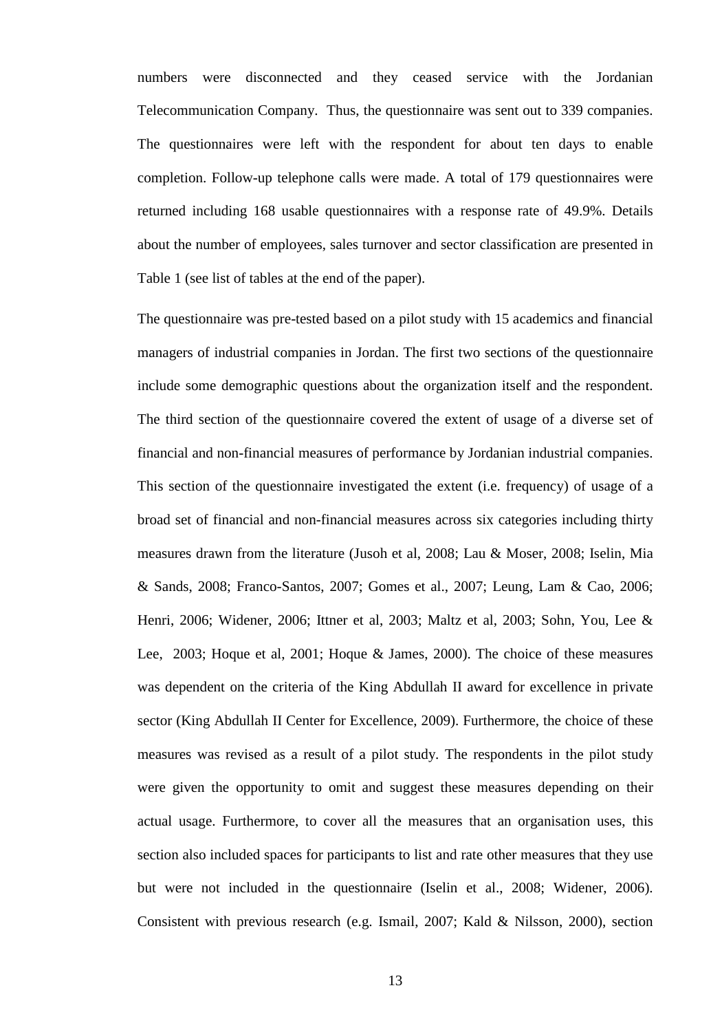numbers were disconnected and they ceased service with the Jordanian Telecommunication Company. Thus, the questionnaire was sent out to 339 companies. The questionnaires were left with the respondent for about ten days to enable completion. Follow-up telephone calls were made. A total of 179 questionnaires were returned including 168 usable questionnaires with a response rate of 49.9%. Details about the number of employees, sales turnover and sector classification are presented in Table 1 (see list of tables at the end of the paper).

The questionnaire was pre-tested based on a pilot study with 15 academics and financial managers of industrial companies in Jordan. The first two sections of the questionnaire include some demographic questions about the organization itself and the respondent. The third section of the questionnaire covered the extent of usage of a diverse set of financial and non-financial measures of performance by Jordanian industrial companies. This section of the questionnaire investigated the extent (i.e. frequency) of usage of a broad set of financial and non-financial measures across six categories including thirty measures drawn from the literature (Jusoh et al, 2008; Lau & Moser, 2008; Iselin, Mia & Sands, 2008; Franco-Santos, 2007; Gomes et al., 2007; Leung, Lam & Cao, 2006; Henri, 2006; Widener, 2006; Ittner et al, 2003; Maltz et al, 2003; Sohn, You, Lee & Lee, 2003; Hoque et al, 2001; Hoque & James, 2000). The choice of these measures was dependent on the criteria of the King Abdullah II award for excellence in private sector (King Abdullah II Center for Excellence, 2009). Furthermore, the choice of these measures was revised as a result of a pilot study. The respondents in the pilot study were given the opportunity to omit and suggest these measures depending on their actual usage. Furthermore, to cover all the measures that an organisation uses, this section also included spaces for participants to list and rate other measures that they use but were not included in the questionnaire (Iselin et al., 2008; Widener, 2006). Consistent with previous research (e.g. Ismail, 2007; Kald & Nilsson, 2000), section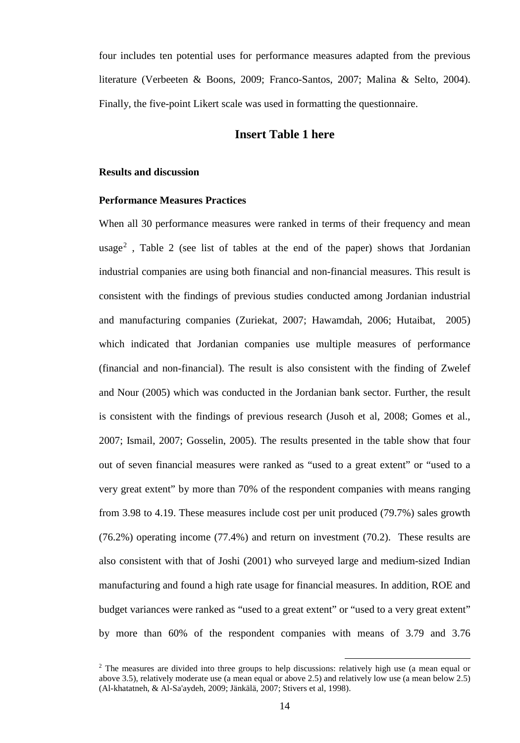four includes ten potential uses for performance measures adapted from the previous literature (Verbeeten & Boons, 2009; Franco-Santos, 2007; Malina & Selto, 2004). Finally, the five-point Likert scale was used in formatting the questionnaire.

**Insert Table 1 here**

### Results and discussion

#### Performance Measures Practices

When all 30 performance measures were ranked in terms of their frequency and mean usage[2] , Table 2 (see list of tables at the end of the paper) shows that Jordanian industrial companies are using both financial and non-financial measures. This result is consistent with the findings of previous studies conducted among Jordanian industrial and manufacturing companies (Zuriekat, 2007; Hawamdah, 2006; Hutaibat, 2005) which indicated that Jordanian companies use multiple measures of performance (financial and non-financial). The result is also consistent with the finding of Zwelef and Nour (2005) which was conducted in the Jordanian bank sector. Further, the result is consistent with the findings of previous research (Jusoh et al, 2008; Gomes et al., 2007; Ismail, 2007; Gosselin, 2005). The results presented in the table show that four out of seven financial measures were ranked as "used to a great extent" or "used to a very great extent" by more than 70% of the respondent companies with means ranging from 3.98 to 4.19. These measures include cost per unit produced (79.7%) sales growth (76.2%) operating income (77.4%) and return on investment (70.2). These results are also consistent with that of Joshi (2001) who surveyed large and medium-sized Indian manufacturing and found a high rate usage for financial measures. In addition, ROE and budget variances were ranked as "used to a great extent" or "used to a very great extent" by more than 60% of the respondent companies with means of 3.79 and 3.76

[2] The measures are divided into three groups to help discussions: relatively high use (a mean equal or above 3.5), relatively moderate use (a mean equal or above 2.5) and relatively low use (a mean below 2.5) (Al-khatatneh, & Al-Sa'aydeh, 2009; Jänkälä, 2007; Stivers et al, 1998).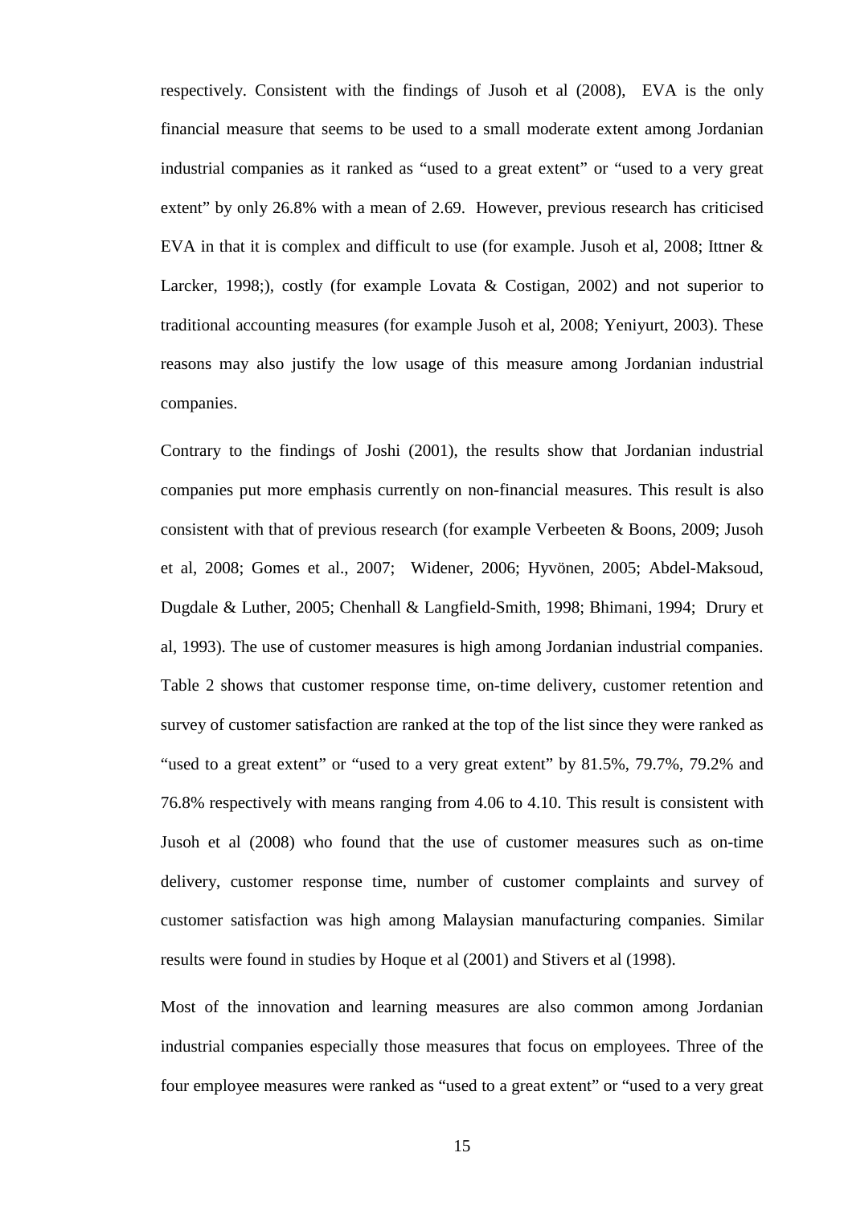respectively. Consistent with the findings of Jusoh et al (2008), EVA is the only financial measure that seems to be used to a small moderate extent among Jordanian industrial companies as it ranked as "used to a great extent" or "used to a very great extent" by only 26.8% with a mean of 2.69. However, previous research has criticised EVA in that it is complex and difficult to use (for example. Jusoh et al, 2008; Ittner & Larcker, 1998;), costly (for example Lovata & Costigan, 2002) and not superior to traditional accounting measures (for example Jusoh et al, 2008; Yeniyurt, 2003). These reasons may also justify the low usage of this measure among Jordanian industrial companies.

Contrary to the findings of Joshi (2001), the results show that Jordanian industrial companies put more emphasis currently on non-financial measures. This result is also consistent with that of previous research (for example Verbeeten & Boons, 2009; Jusoh et al, 2008; Gomes et al., 2007; Widener, 2006; Hyvönen, 2005; Abdel-Maksoud, Dugdale & Luther, 2005; Chenhall & Langfield-Smith, 1998; Bhimani, 1994; Drury et al, 1993). The use of customer measures is high among Jordanian industrial companies. Table 2 shows that customer response time, on-time delivery, customer retention and survey of customer satisfaction are ranked at the top of the list since they were ranked as "used to a great extent" or "used to a very great extent" by 81.5%, 79.7%, 79.2% and 76.8% respectively with means ranging from 4.06 to 4.10. This result is consistent with Jusoh et al (2008) who found that the use of customer measures such as on-time delivery, customer response time, number of customer complaints and survey of customer satisfaction was high among Malaysian manufacturing companies. Similar results were found in studies by Hoque et al (2001) and Stivers et al (1998).

Most of the innovation and learning measures are also common among Jordanian industrial companies especially those measures that focus on employees. Three of the four employee measures were ranked as "used to a great extent" or "used to a very great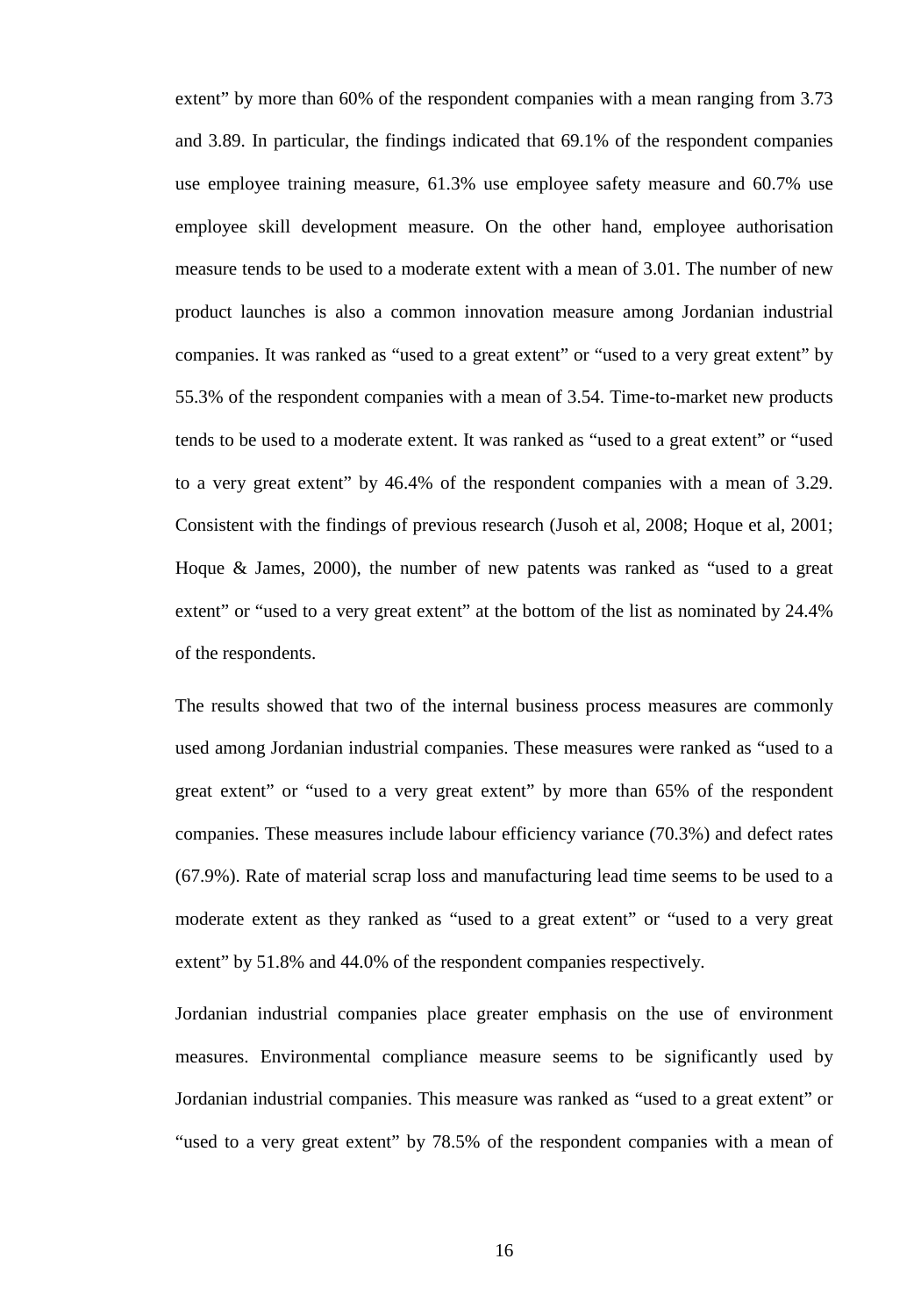extent" by more than 60% of the respondent companies with a mean ranging from 3.73 and 3.89. In particular, the findings indicated that 69.1% of the respondent companies use employee training measure, 61.3% use employee safety measure and 60.7% use employee skill development measure. On the other hand, employee authorisation measure tends to be used to a moderate extent with a mean of 3.01. The number of new product launches is also a common innovation measure among Jordanian industrial companies. It was ranked as "used to a great extent" or "used to a very great extent" by 55.3% of the respondent companies with a mean of 3.54. Time-to-market new products tends to be used to a moderate extent. It was ranked as "used to a great extent" or "used to a very great extent" by 46.4% of the respondent companies with a mean of 3.29. Consistent with the findings of previous research (Jusoh et al, 2008; Hoque et al, 2001; Hoque & James, 2000), the number of new patents was ranked as "used to a great extent" or "used to a very great extent" at the bottom of the list as nominated by 24.4% of the respondents.

The results showed that two of the internal business process measures are commonly used among Jordanian industrial companies. These measures were ranked as "used to a great extent" or "used to a very great extent" by more than 65% of the respondent companies. These measures include labour efficiency variance (70.3%) and defect rates (67.9%). Rate of material scrap loss and manufacturing lead time seems to be used to a moderate extent as they ranked as "used to a great extent" or "used to a very great extent" by 51.8% and 44.0% of the respondent companies respectively.

Jordanian industrial companies place greater emphasis on the use of environment measures. Environmental compliance measure seems to be significantly used by Jordanian industrial companies. This measure was ranked as "used to a great extent" or "used to a very great extent" by 78.5% of the respondent companies with a mean of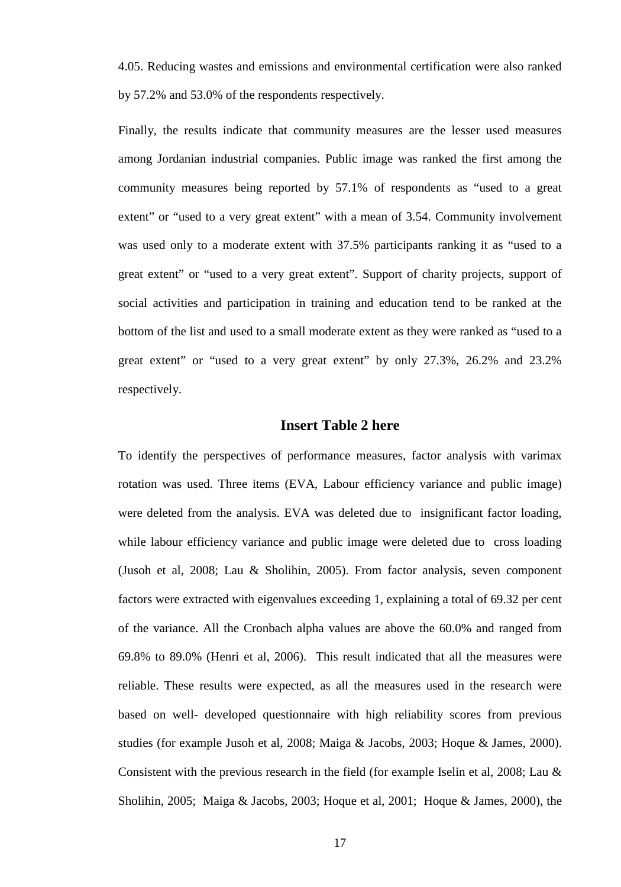4.05. Reducing wastes and emissions and environmental certification were also ranked by 57.2% and 53.0% of the respondents respectively.

Finally, the results indicate that community measures are the lesser used measures among Jordanian industrial companies. Public image was ranked the first among the community measures being reported by 57.1% of respondents as "used to a great extent" or "used to a very great extent" with a mean of 3.54. Community involvement was used only to a moderate extent with 37.5% participants ranking it as "used to a great extent" or "used to a very great extent". Support of charity projects, support of social activities and participation in training and education tend to be ranked at the bottom of the list and used to a small moderate extent as they were ranked as "used to a great extent" or "used to a very great extent" by only 27.3%, 26.2% and 23.2% respectively.

**Insert Table 2 here**

To identify the perspectives of performance measures, factor analysis with varimax rotation was used. Three items (EVA, Labour efficiency variance and public image) were deleted from the analysis. EVA was deleted due to insignificant factor loading, while labour efficiency variance and public image were deleted due to cross loading (Jusoh et al, 2008; Lau & Sholihin, 2005). From factor analysis, seven component factors were extracted with eigenvalues exceeding 1, explaining a total of 69.32 per cent of the variance. All the Cronbach alpha values are above the 60.0% and ranged from 69.8% to 89.0% (Henri et al, 2006). This result indicated that all the measures were reliable. These results were expected, as all the measures used in the research were based on well- developed questionnaire with high reliability scores from previous studies (for example Jusoh et al, 2008; Maiga & Jacobs, 2003; Hoque & James, 2000). Consistent with the previous research in the field (for example Iselin et al, 2008; Lau & Sholihin, 2005; Maiga & Jacobs, 2003; Hoque et al, 2001; Hoque & James, 2000), the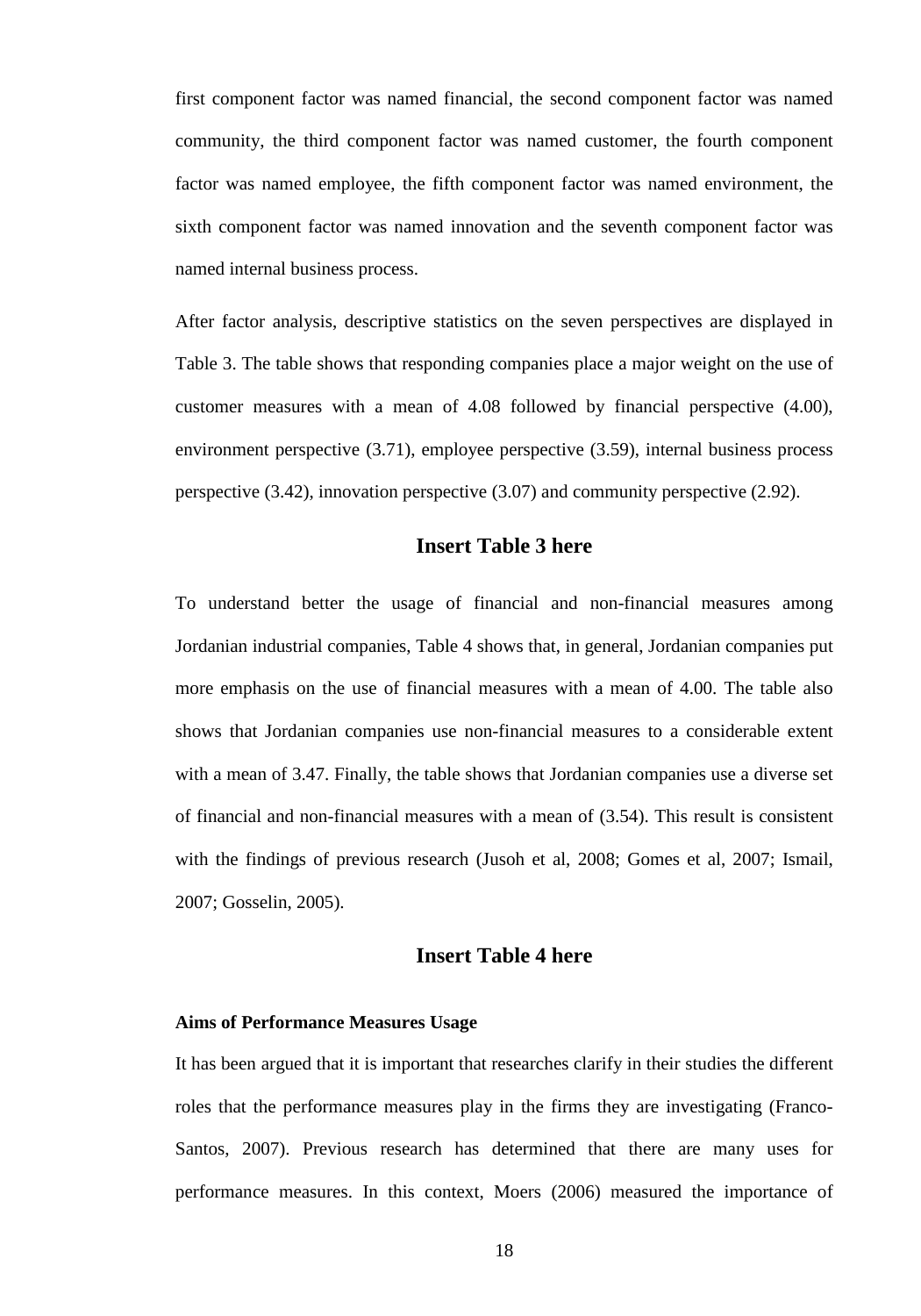first component factor was named financial, the second component factor was named community, the third component factor was named customer, the fourth component factor was named employee, the fifth component factor was named environment, the sixth component factor was named innovation and the seventh component factor was named internal business process.

After factor analysis, descriptive statistics on the seven perspectives are displayed in Table 3. The table shows that responding companies place a major weight on the use of customer measures with a mean of 4.08 followed by financial perspective (4.00), environment perspective (3.71), employee perspective (3.59), internal business process perspective (3.42), innovation perspective (3.07) and community perspective (2.92).

**Insert Table 3 here**

To understand better the usage of financial and non-financial measures among Jordanian industrial companies, Table 4 shows that, in general, Jordanian companies put more emphasis on the use of financial measures with a mean of 4.00. The table also shows that Jordanian companies use non-financial measures to a considerable extent with a mean of 3.47. Finally, the table shows that Jordanian companies use a diverse set of financial and non-financial measures with a mean of (3.54). This result is consistent with the findings of previous research (Jusoh et al, 2008; Gomes et al, 2007; Ismail, 2007; Gosselin, 2005).

**Insert Table 4 here**

#### Aims of Performance Measures Usage

It has been argued that it is important that researches clarify in their studies the different roles that the performance measures play in the firms they are investigating (Franco-Santos, 2007). Previous research has determined that there are many uses for performance measures. In this context, Moers (2006) measured the importance of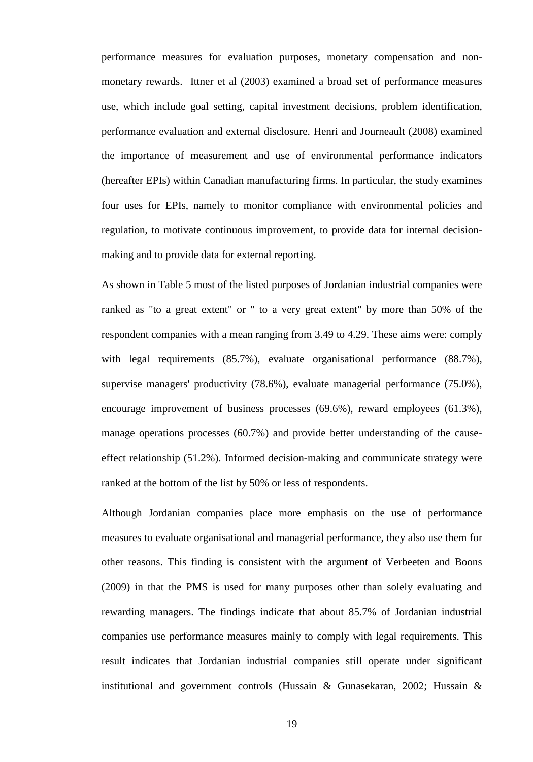performance measures for evaluation purposes, monetary compensation and non-monetary rewards. Ittner et al (2003) examined a broad set of performance measures use, which include goal setting, capital investment decisions, problem identification, performance evaluation and external disclosure. Henri and Journeault (2008) examined the importance of measurement and use of environmental performance indicators (hereafter EPIs) within Canadian manufacturing firms. In particular, the study examines four uses for EPIs, namely to monitor compliance with environmental policies and regulation, to motivate continuous improvement, to provide data for internal decision-making and to provide data for external reporting.

As shown in Table 5 most of the listed purposes of Jordanian industrial companies were ranked as "to a great extent" or " to a very great extent" by more than 50% of the respondent companies with a mean ranging from 3.49 to 4.29. These aims were: comply with legal requirements (85.7%), evaluate organisational performance (88.7%), supervise managers' productivity (78.6%), evaluate managerial performance (75.0%), encourage improvement of business processes (69.6%), reward employees (61.3%), manage operations processes (60.7%) and provide better understanding of the cause-effect relationship (51.2%). Informed decision-making and communicate strategy were ranked at the bottom of the list by 50% or less of respondents.

Although Jordanian companies place more emphasis on the use of performance measures to evaluate organisational and managerial performance, they also use them for other reasons. This finding is consistent with the argument of Verbeeten and Boons (2009) in that the PMS is used for many purposes other than solely evaluating and rewarding managers. The findings indicate that about 85.7% of Jordanian industrial companies use performance measures mainly to comply with legal requirements. This result indicates that Jordanian industrial companies still operate under significant institutional and government controls (Hussain & Gunasekaran, 2002; Hussain &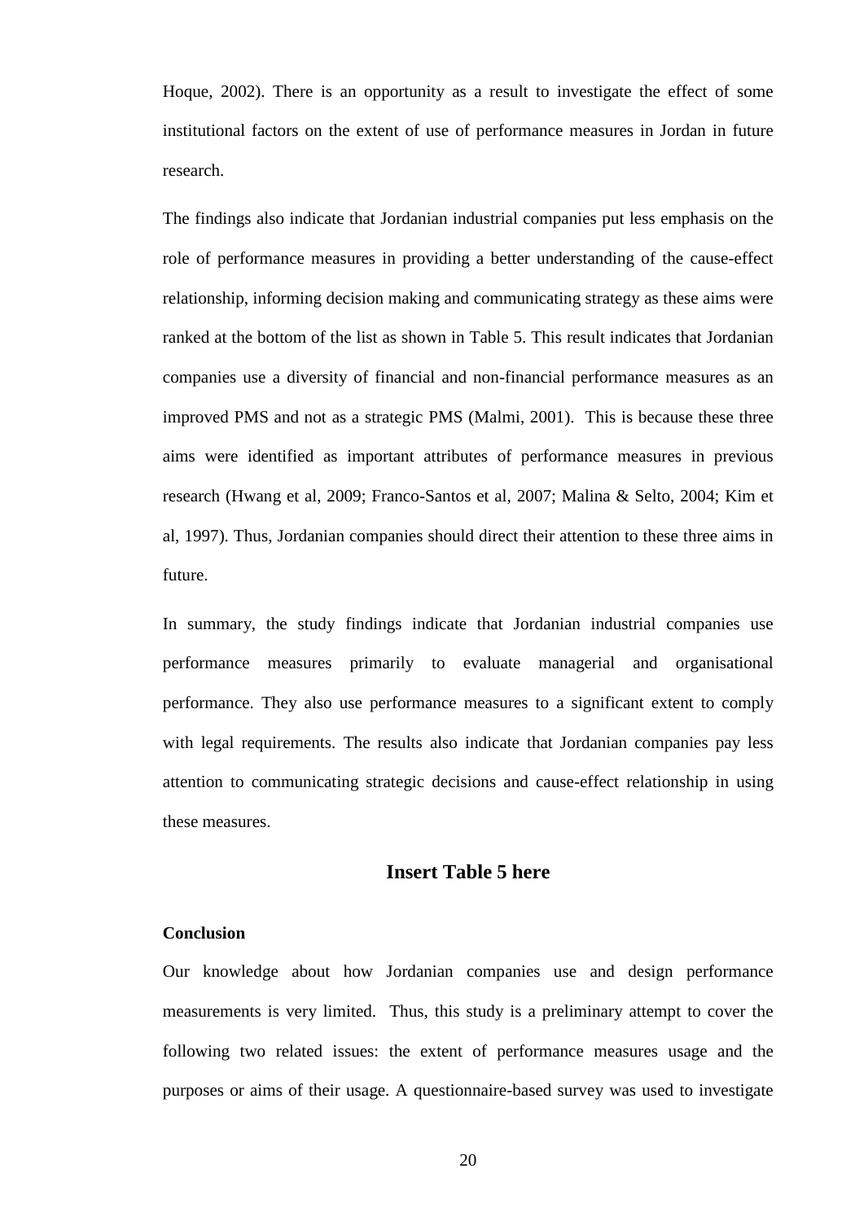Hoque, 2002). There is an opportunity as a result to investigate the effect of some institutional factors on the extent of use of performance measures in Jordan in future research.

The findings also indicate that Jordanian industrial companies put less emphasis on the role of performance measures in providing a better understanding of the cause-effect relationship, informing decision making and communicating strategy as these aims were ranked at the bottom of the list as shown in Table 5. This result indicates that Jordanian companies use a diversity of financial and non-financial performance measures as an improved PMS and not as a strategic PMS (Malmi, 2001). This is because these three aims were identified as important attributes of performance measures in previous research (Hwang et al, 2009; Franco-Santos et al, 2007; Malina & Selto, 2004; Kim et al, 1997). Thus, Jordanian companies should direct their attention to these three aims in future.

In summary, the study findings indicate that Jordanian industrial companies use performance measures primarily to evaluate managerial and organisational performance. They also use performance measures to a significant extent to comply with legal requirements. The results also indicate that Jordanian companies pay less attention to communicating strategic decisions and cause-effect relationship in using these measures.

**Insert Table 5 here**

**Conclusion**

Our knowledge about how Jordanian companies use and design performance measurements is very limited. Thus, this study is a preliminary attempt to cover the following two related issues: the extent of performance measures usage and the purposes or aims of their usage. A questionnaire-based survey was used to investigate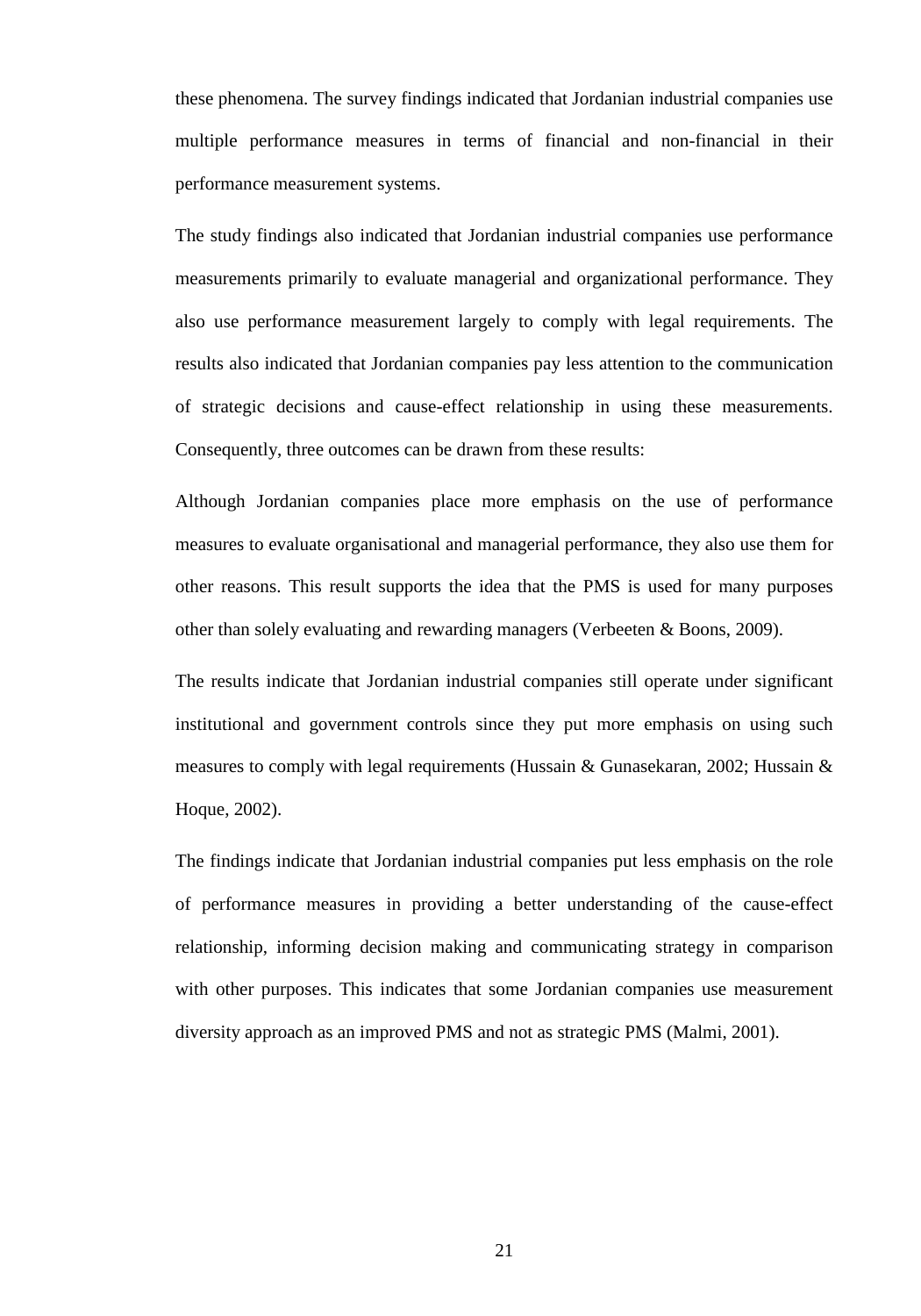these phenomena. The survey findings indicated that Jordanian industrial companies use multiple performance measures in terms of financial and non-financial in their performance measurement systems.

The study findings also indicated that Jordanian industrial companies use performance measurements primarily to evaluate managerial and organizational performance. They also use performance measurement largely to comply with legal requirements. The results also indicated that Jordanian companies pay less attention to the communication of strategic decisions and cause-effect relationship in using these measurements. Consequently, three outcomes can be drawn from these results:

Although Jordanian companies place more emphasis on the use of performance measures to evaluate organisational and managerial performance, they also use them for other reasons. This result supports the idea that the PMS is used for many purposes other than solely evaluating and rewarding managers (Verbeeten & Boons, 2009).

The results indicate that Jordanian industrial companies still operate under significant institutional and government controls since they put more emphasis on using such measures to comply with legal requirements (Hussain & Gunasekaran, 2002; Hussain & Hoque, 2002).

The findings indicate that Jordanian industrial companies put less emphasis on the role of performance measures in providing a better understanding of the cause-effect relationship, informing decision making and communicating strategy in comparison with other purposes. This indicates that some Jordanian companies use measurement diversity approach as an improved PMS and not as strategic PMS (Malmi, 2001).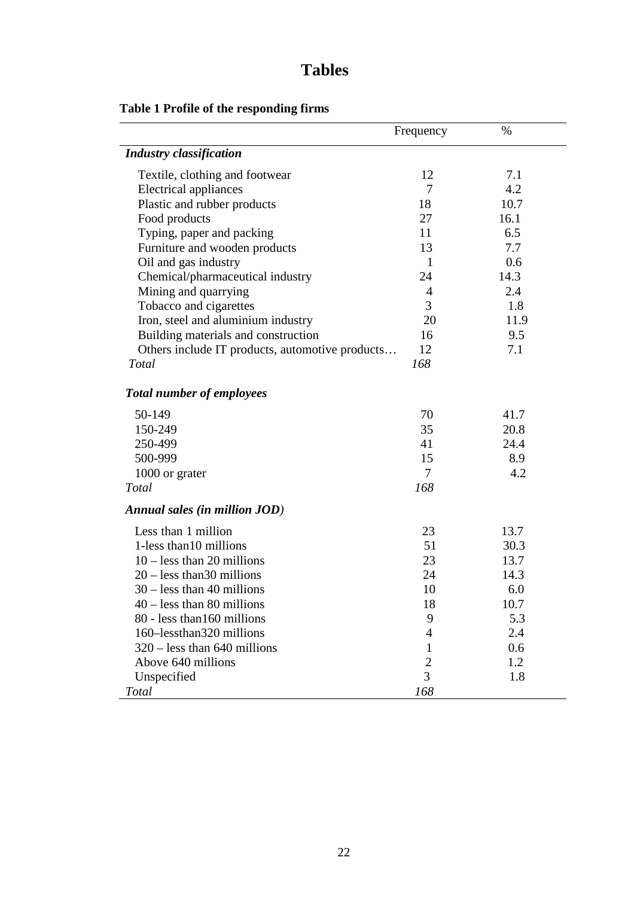# Tables

**Table 1 Profile of the responding firms**

| | Frequency | % |
|---|---|---|
| ***Industry classification*** | | |
| Textile, clothing and footwear | 12 | 7.1 |
| Electrical appliances | 7 | 4.2 |
| Plastic and rubber products | 18 | 10.7 |
| Food products | 27 | 16.1 |
| Typing, paper and packing | 11 | 6.5 |
| Furniture and wooden products | 13 | 7.7 |
| Oil and gas industry | 1 | 0.6 |
| Chemical/pharmaceutical industry | 24 | 14.3 |
| Mining and quarrying | 4 | 2.4 |
| Tobacco and cigarettes | 3 | 1.8 |
| Iron, steel and aluminium industry | 20 | 11.9 |
| Building materials and construction | 16 | 9.5 |
| Others include IT products, automotive products… | 12 | 7.1 |
| *Total* | *168* | |
| ***Total number of employees*** | | |
| 50-149 | 70 | 41.7 |
| 150-249 | 35 | 20.8 |
| 250-499 | 41 | 24.4 |
| 500-999 | 15 | 8.9 |
| 1000 or grater | 7 | 4.2 |
| *Total* | *168* | |
| ***Annual sales (in million JOD)*** | | |
| Less than 1 million | 23 | 13.7 |
| 1-less than10 millions | 51 | 30.3 |
| 10 – less than 20 millions | 23 | 13.7 |
| 20 – less than30 millions | 24 | 14.3 |
| 30 – less than 40 millions | 10 | 6.0 |
| 40 – less than 80 millions | 18 | 10.7 |
| 80 - less than160 millions | 9 | 5.3 |
| 160–lessthan320 millions | 4 | 2.4 |
| 320 – less than 640 millions | 1 | 0.6 |
| Above 640 millions | 2 | 1.2 |
| Unspecified | 3 | 1.8 |
| *Total* | *168* | |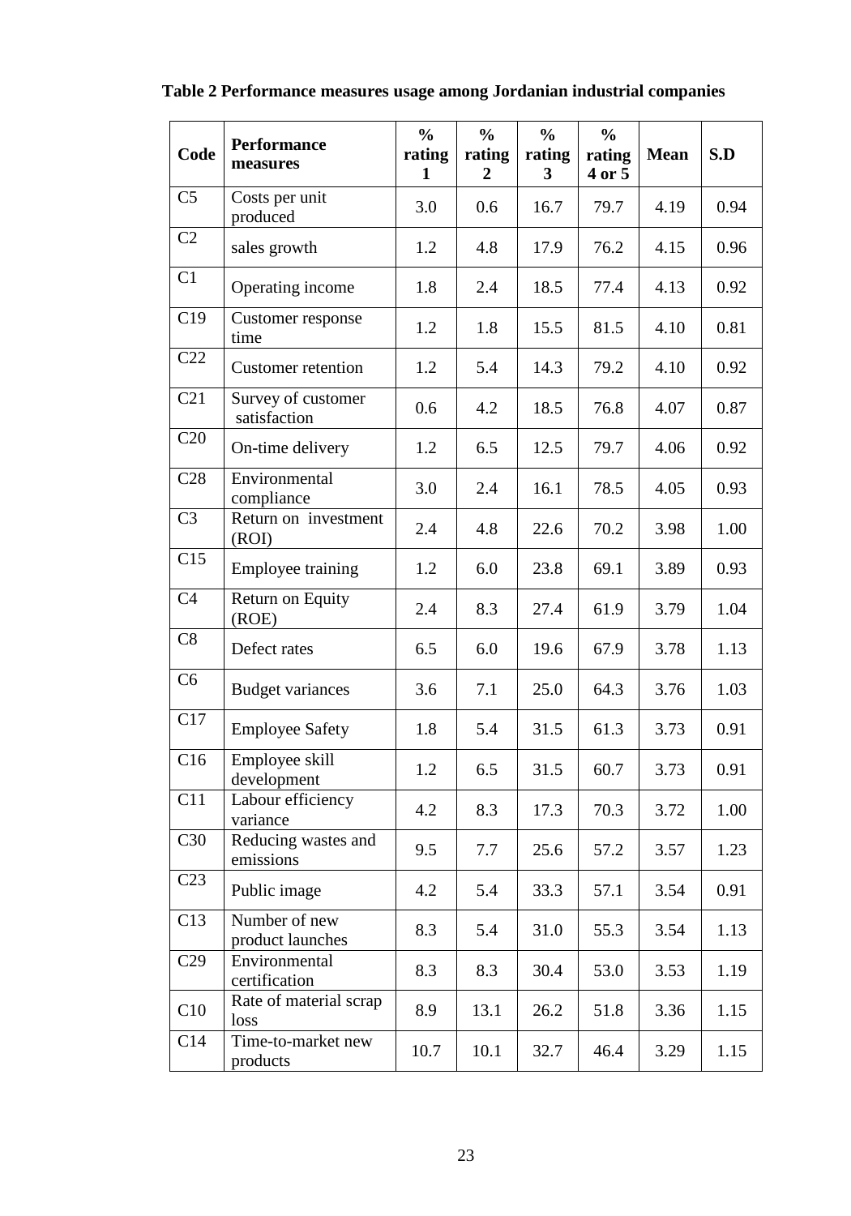**Table 2 Performance measures usage among Jordanian industrial companies**

| Code | Performance measures | % rating 1 | % rating 2 | % rating 3 | % rating 4 or 5 | Mean | S.D |
|---|---|---|---|---|---|---|---|
| C5 | Costs per unit produced | 3.0 | 0.6 | 16.7 | 79.7 | 4.19 | 0.94 |
| C2 | sales growth | 1.2 | 4.8 | 17.9 | 76.2 | 4.15 | 0.96 |
| C1 | Operating income | 1.8 | 2.4 | 18.5 | 77.4 | 4.13 | 0.92 |
| C19 | Customer response time | 1.2 | 1.8 | 15.5 | 81.5 | 4.10 | 0.81 |
| C22 | Customer retention | 1.2 | 5.4 | 14.3 | 79.2 | 4.10 | 0.92 |
| C21 | Survey of customer satisfaction | 0.6 | 4.2 | 18.5 | 76.8 | 4.07 | 0.87 |
| C20 | On-time delivery | 1.2 | 6.5 | 12.5 | 79.7 | 4.06 | 0.92 |
| C28 | Environmental compliance | 3.0 | 2.4 | 16.1 | 78.5 | 4.05 | 0.93 |
| C3 | Return on investment (ROI) | 2.4 | 4.8 | 22.6 | 70.2 | 3.98 | 1.00 |
| C15 | Employee training | 1.2 | 6.0 | 23.8 | 69.1 | 3.89 | 0.93 |
| C4 | Return on Equity (ROE) | 2.4 | 8.3 | 27.4 | 61.9 | 3.79 | 1.04 |
| C8 | Defect rates | 6.5 | 6.0 | 19.6 | 67.9 | 3.78 | 1.13 |
| C6 | Budget variances | 3.6 | 7.1 | 25.0 | 64.3 | 3.76 | 1.03 |
| C17 | Employee Safety | 1.8 | 5.4 | 31.5 | 61.3 | 3.73 | 0.91 |
| C16 | Employee skill development | 1.2 | 6.5 | 31.5 | 60.7 | 3.73 | 0.91 |
| C11 | Labour efficiency variance | 4.2 | 8.3 | 17.3 | 70.3 | 3.72 | 1.00 |
| C30 | Reducing wastes and emissions | 9.5 | 7.7 | 25.6 | 57.2 | 3.57 | 1.23 |
| C23 | Public image | 4.2 | 5.4 | 33.3 | 57.1 | 3.54 | 0.91 |
| C13 | Number of new product launches | 8.3 | 5.4 | 31.0 | 55.3 | 3.54 | 1.13 |
| C29 | Environmental certification | 8.3 | 8.3 | 30.4 | 53.0 | 3.53 | 1.19 |
| C10 | Rate of material scrap loss | 8.9 | 13.1 | 26.2 | 51.8 | 3.36 | 1.15 |
| C14 | Time-to-market new products | 10.7 | 10.1 | 32.7 | 46.4 | 3.29 | 1.15 |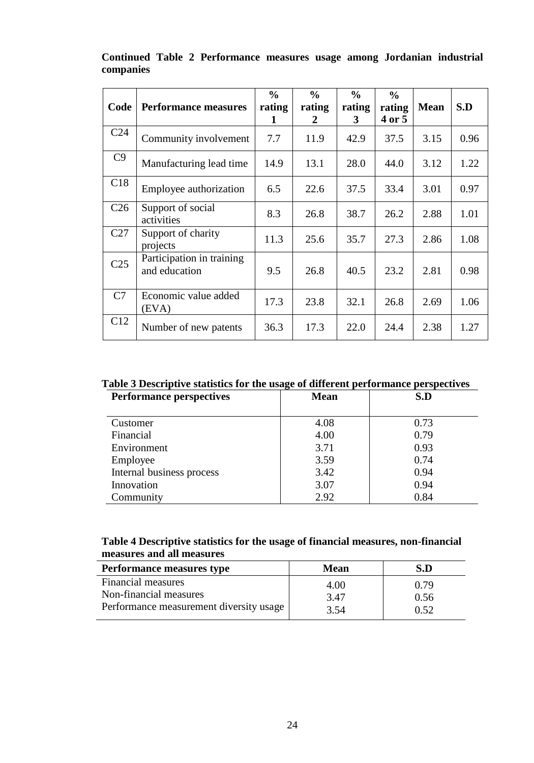**Continued Table 2 Performance measures usage among Jordanian industrial companies**

| Code | Performance measures | % rating 1 | % rating 2 | % rating 3 | % rating 4 or 5 | Mean | S.D |
|---|---|---|---|---|---|---|---|
| C24 | Community involvement | 7.7 | 11.9 | 42.9 | 37.5 | 3.15 | 0.96 |
| C9 | Manufacturing lead time | 14.9 | 13.1 | 28.0 | 44.0 | 3.12 | 1.22 |
| C18 | Employee authorization | 6.5 | 22.6 | 37.5 | 33.4 | 3.01 | 0.97 |
| C26 | Support of social activities | 8.3 | 26.8 | 38.7 | 26.2 | 2.88 | 1.01 |
| C27 | Support of charity projects | 11.3 | 25.6 | 35.7 | 27.3 | 2.86 | 1.08 |
| C25 | Participation in training and education | 9.5 | 26.8 | 40.5 | 23.2 | 2.81 | 0.98 |
| C7 | Economic value added (EVA) | 17.3 | 23.8 | 32.1 | 26.8 | 2.69 | 1.06 |
| C12 | Number of new patents | 36.3 | 17.3 | 22.0 | 24.4 | 2.38 | 1.27 |

**Table 3 Descriptive statistics for the usage of different performance perspectives**

| Performance perspectives | Mean | S.D |
|---|---|---|
| Customer | 4.08 | 0.73 |
| Financial | 4.00 | 0.79 |
| Environment | 3.71 | 0.93 |
| Employee | 3.59 | 0.74 |
| Internal business process | 3.42 | 0.94 |
| Innovation | 3.07 | 0.94 |
| Community | 2.92 | 0.84 |

**Table 4 Descriptive statistics for the usage of financial measures, non-financial measures and all measures**

| Performance measures type | Mean | S.D |
|---|---|---|
| Financial measures | 4.00 | 0.79 |
| Non-financial measures | 3.47 | 0.56 |
| Performance measurement diversity usage | 3.54 | 0.52 |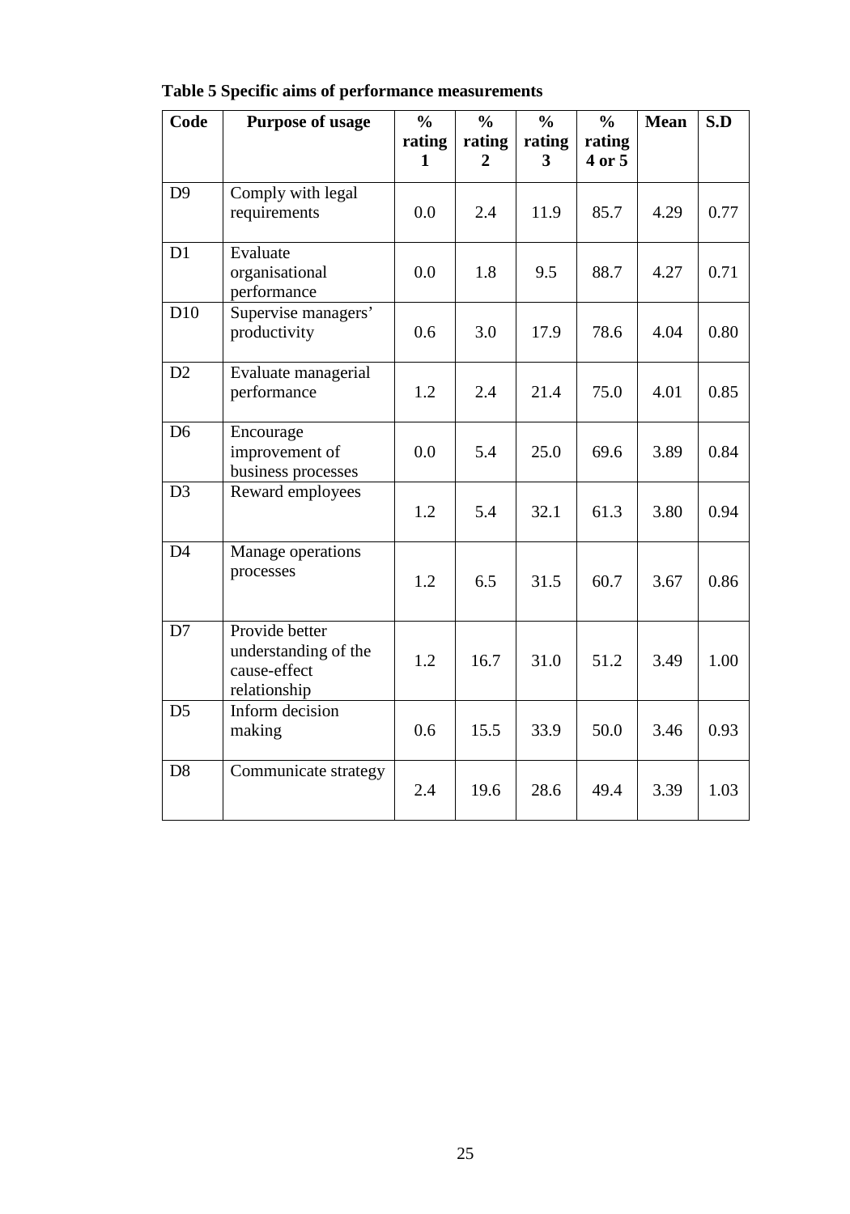**Table 5 Specific aims of performance measurements**

| Code | Purpose of usage | % rating 1 | % rating 2 | % rating 3 | % rating 4 or 5 | Mean | S.D |
|---|---|---|---|---|---|---|---|
| D9 | Comply with legal requirements | 0.0 | 2.4 | 11.9 | 85.7 | 4.29 | 0.77 |
| D1 | Evaluate organisational performance | 0.0 | 1.8 | 9.5 | 88.7 | 4.27 | 0.71 |
| D10 | Supervise managers' productivity | 0.6 | 3.0 | 17.9 | 78.6 | 4.04 | 0.80 |
| D2 | Evaluate managerial performance | 1.2 | 2.4 | 21.4 | 75.0 | 4.01 | 0.85 |
| D6 | Encourage improvement of business processes | 0.0 | 5.4 | 25.0 | 69.6 | 3.89 | 0.84 |
| D3 | Reward employees | 1.2 | 5.4 | 32.1 | 61.3 | 3.80 | 0.94 |
| D4 | Manage operations processes | 1.2 | 6.5 | 31.5 | 60.7 | 3.67 | 0.86 |
| D7 | Provide better understanding of the cause-effect relationship | 1.2 | 16.7 | 31.0 | 51.2 | 3.49 | 1.00 |
| D5 | Inform decision making | 0.6 | 15.5 | 33.9 | 50.0 | 3.46 | 0.93 |
| D8 | Communicate strategy | 2.4 | 19.6 | 28.6 | 49.4 | 3.39 | 1.03 |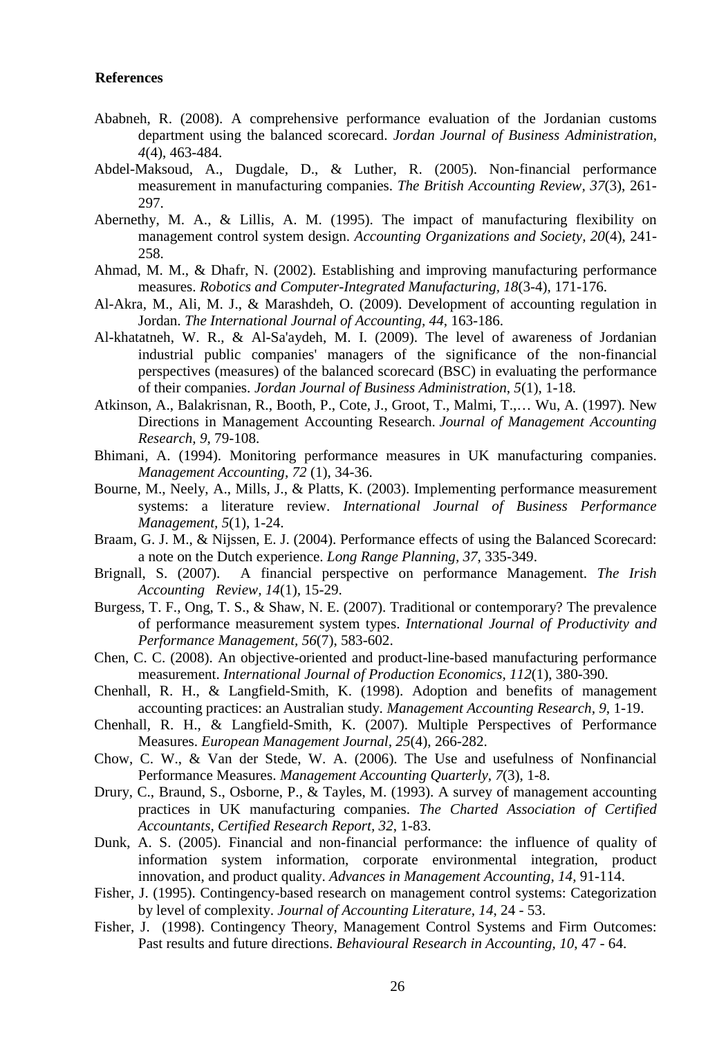**References**

Ababneh, R. (2008). A comprehensive performance evaluation of the Jordanian customs department using the balanced scorecard. *Jordan Journal of Business Administration, 4*(4), 463-484.

Abdel-Maksoud, A., Dugdale, D., & Luther, R. (2005). Non-financial performance measurement in manufacturing companies. *The British Accounting Review*, *37*(3), 261-297.

Abernethy, M. A., & Lillis, A. M. (1995). The impact of manufacturing flexibility on management control system design. *Accounting Organizations and Society, 20*(4), 241-258.

Ahmad, M. M., & Dhafr, N. (2002). Establishing and improving manufacturing performance measures. *Robotics and Computer-Integrated Manufacturing*, *18*(3-4), 171-176.

Al-Akra, M., Ali, M. J., & Marashdeh, O. (2009). Development of accounting regulation in Jordan. *The International Journal of Accounting, 44*, 163-186.

Al-khatatneh, W. R., & Al-Sa'aydeh, M. I. (2009). The level of awareness of Jordanian industrial public companies' managers of the significance of the non-financial perspectives (measures) of the balanced scorecard (BSC) in evaluating the performance of their companies. *Jordan Journal of Business Administration*, *5*(1), 1-18.

Atkinson, A., Balakrisnan, R., Booth, P., Cote, J., Groot, T., Malmi, T.,… Wu, A. (1997). New Directions in Management Accounting Research. *Journal of Management Accounting Research, 9*, 79-108.

Bhimani, A. (1994). Monitoring performance measures in UK manufacturing companies. *Management Accounting, 72* (1), 34-36.

Bourne, M., Neely, A., Mills, J., & Platts, K. (2003). Implementing performance measurement systems: a literature review. *International Journal of Business Performance Management, 5*(1), 1-24.

Braam, G. J. M., & Nijssen, E. J. (2004). Performance effects of using the Balanced Scorecard: a note on the Dutch experience. *Long Range Planning, 37*, 335-349.

Brignall, S. (2007). A financial perspective on performance Management. *The Irish Accounting Review, 14*(1), 15-29.

Burgess, T. F., Ong, T. S., & Shaw, N. E. (2007). Traditional or contemporary? The prevalence of performance measurement system types. *International Journal of Productivity and Performance Management, 56*(7), 583-602.

Chen, C. C. (2008). An objective-oriented and product-line-based manufacturing performance measurement. *International Journal of Production Economics, 112*(1), 380-390.

Chenhall, R. H., & Langfield-Smith, K. (1998). Adoption and benefits of management accounting practices: an Australian study. *Management Accounting Research, 9*, 1-19.

Chenhall, R. H., & Langfield-Smith, K. (2007). Multiple Perspectives of Performance Measures. *European Management Journal, 25*(4), 266-282.

Chow, C. W., & Van der Stede, W. A. (2006). The Use and usefulness of Nonfinancial Performance Measures. *Management Accounting Quarterly, 7*(3), 1-8.

Drury, C., Braund, S., Osborne, P., & Tayles, M. (1993). A survey of management accounting practices in UK manufacturing companies. *The Charted Association of Certified Accountants, Certified Research Report, 32*, 1-83.

Dunk, A. S. (2005). Financial and non-financial performance: the influence of quality of information system information, corporate environmental integration, product innovation, and product quality. *Advances in Management Accounting, 14*, 91-114.

Fisher, J. (1995). Contingency-based research on management control systems: Categorization by level of complexity. *Journal of Accounting Literature, 14*, 24 - 53.

Fisher, J. (1998). Contingency Theory, Management Control Systems and Firm Outcomes: Past results and future directions. *Behavioural Research in Accounting, 10*, 47 - 64.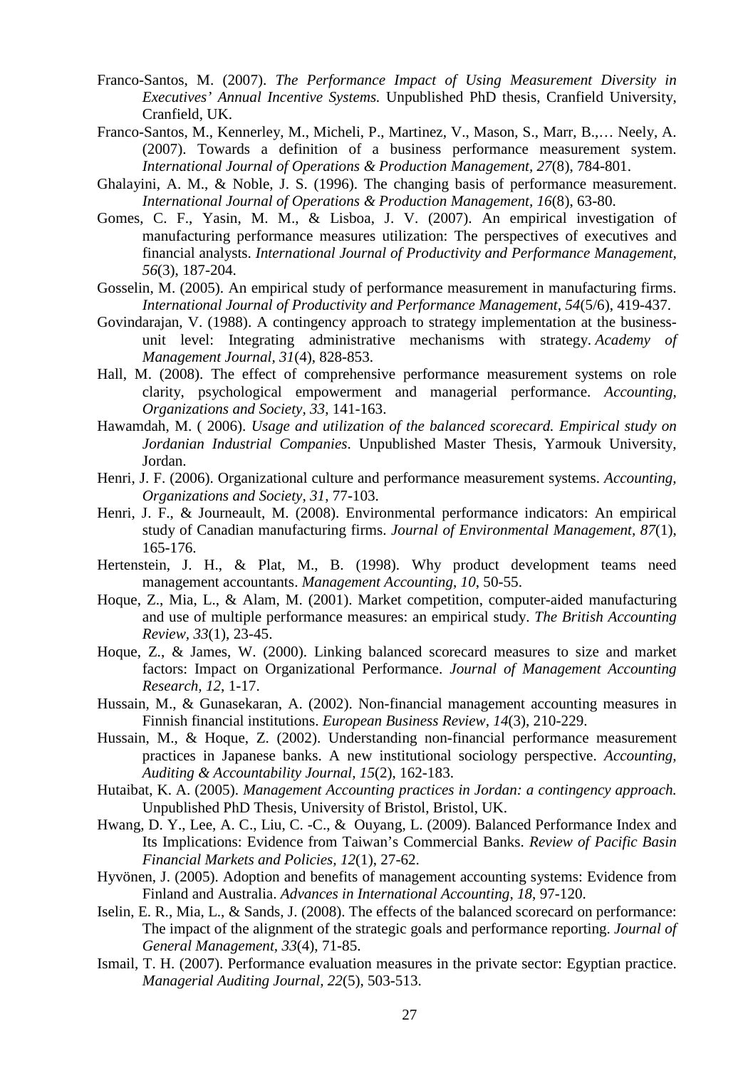Franco-Santos, M. (2007). *The Performance Impact of Using Measurement Diversity in Executives' Annual Incentive Systems.* Unpublished PhD thesis, Cranfield University, Cranfield, UK.

Franco-Santos, M., Kennerley, M., Micheli, P., Martinez, V., Mason, S., Marr, B.,… Neely, A. (2007). Towards a definition of a business performance measurement system. *International Journal of Operations & Production Management*, *27*(8), 784-801.

Ghalayini, A. M., & Noble, J. S. (1996). The changing basis of performance measurement. *International Journal of Operations & Production Management, 16*(8), 63-80.

Gomes, C. F., Yasin, M. M., & Lisboa, J. V. (2007). An empirical investigation of manufacturing performance measures utilization: The perspectives of executives and financial analysts. *International Journal of Productivity and Performance Management, 56*(3), 187-204.

Gosselin, M. (2005). An empirical study of performance measurement in manufacturing firms. *International Journal of Productivity and Performance Management, 54*(5/6), 419-437.

Govindarajan, V. (1988). A contingency approach to strategy implementation at the business-unit level: Integrating administrative mechanisms with strategy. *Academy of Management Journal*, *31*(4), 828-853.

Hall, M. (2008). The effect of comprehensive performance measurement systems on role clarity, psychological empowerment and managerial performance. *Accounting, Organizations and Society, 33*, 141-163.

Hawamdah, M. ( 2006). *Usage and utilization of the balanced scorecard. Empirical study on Jordanian Industrial Companies*. Unpublished Master Thesis, Yarmouk University, Jordan.

Henri, J. F. (2006). Organizational culture and performance measurement systems. *Accounting, Organizations and Society, 31*, 77-103.

Henri, J. F., & Journeault, M. (2008). Environmental performance indicators: An empirical study of Canadian manufacturing firms. *Journal of Environmental Management, 87*(1), 165-176.

Hertenstein, J. H., & Plat, M., B. (1998). Why product development teams need management accountants. *Management Accounting, 10*, 50-55.

Hoque, Z., Mia, L., & Alam, M. (2001). Market competition, computer-aided manufacturing and use of multiple performance measures: an empirical study. *The British Accounting Review*, *33*(1), 23-45.

Hoque, Z., & James, W. (2000). Linking balanced scorecard measures to size and market factors: Impact on Organizational Performance. *Journal of Management Accounting Research, 12*, 1-17.

Hussain, M., & Gunasekaran, A. (2002). Non-financial management accounting measures in Finnish financial institutions. *European Business Review*, *14*(3), 210-229.

Hussain, M., & Hoque, Z. (2002). Understanding non-financial performance measurement practices in Japanese banks. A new institutional sociology perspective. *Accounting, Auditing & Accountability Journal, 15*(2), 162-183.

Hutaibat, K. A. (2005). *Management Accounting practices in Jordan: a contingency approach.* Unpublished PhD Thesis, University of Bristol, Bristol, UK.

Hwang, D. Y., Lee, A. C., Liu, C. -C., & Ouyang, L. (2009). Balanced Performance Index and Its Implications: Evidence from Taiwan's Commercial Banks. *Review of Pacific Basin Financial Markets and Policies, 12*(1), 27-62.

Hyvönen, J. (2005). Adoption and benefits of management accounting systems: Evidence from Finland and Australia. *Advances in International Accounting, 18*, 97-120.

Iselin, E. R., Mia, L., & Sands, J. (2008). The effects of the balanced scorecard on performance: The impact of the alignment of the strategic goals and performance reporting. *Journal of General Management, 33*(4), 71-85.

Ismail, T. H. (2007). Performance evaluation measures in the private sector: Egyptian practice. *Managerial Auditing Journal, 22*(5), 503-513.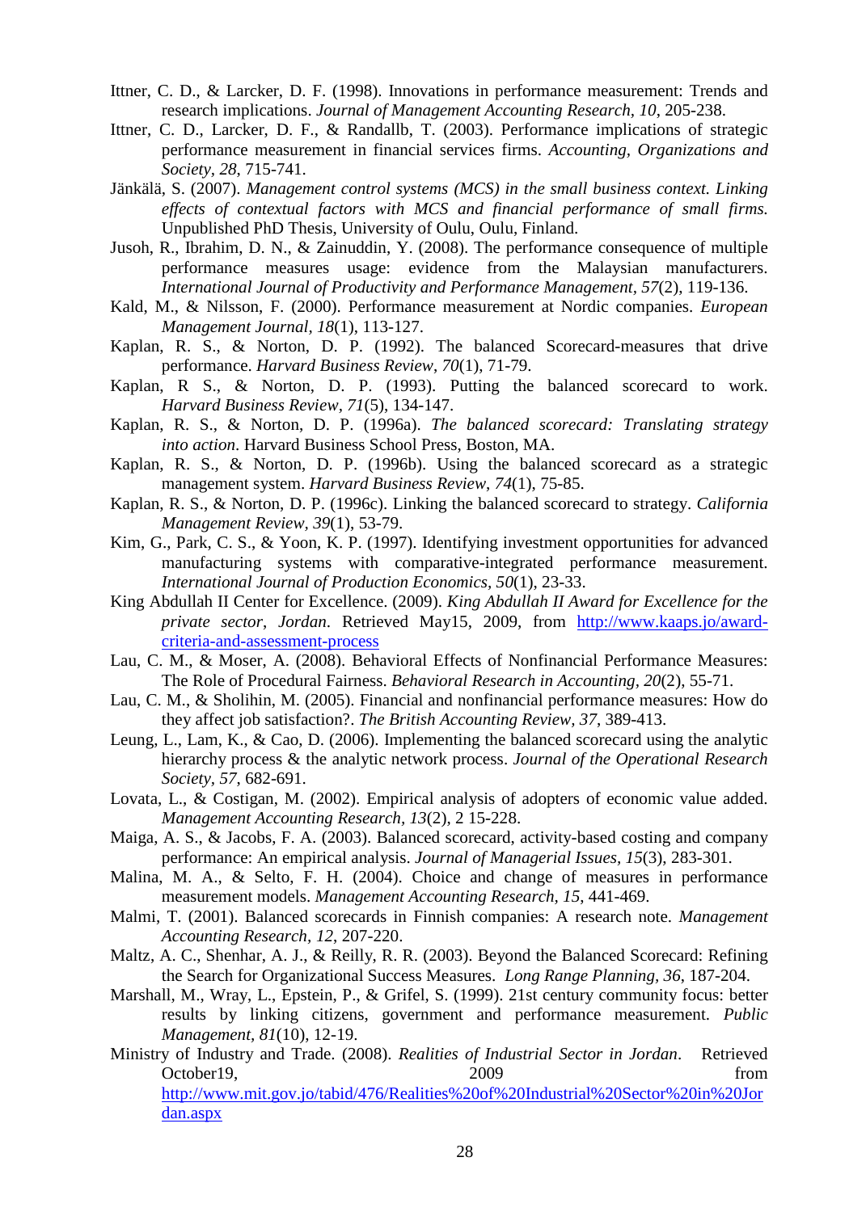Ittner, C. D., & Larcker, D. F. (1998). Innovations in performance measurement: Trends and research implications. *Journal of Management Accounting Research*, *10*, 205-238.

Ittner, C. D., Larcker, D. F., & Randallb, T. (2003). Performance implications of strategic performance measurement in financial services firms. *Accounting, Organizations and Society*, *28*, 715-741.

Jänkälä, S. (2007). *Management control systems (MCS) in the small business context. Linking effects of contextual factors with MCS and financial performance of small firms.* Unpublished PhD Thesis, University of Oulu, Oulu, Finland.

Jusoh, R., Ibrahim, D. N., & Zainuddin, Y. (2008). The performance consequence of multiple performance measures usage: evidence from the Malaysian manufacturers. *International Journal of Productivity and Performance Management*, *57*(2), 119-136.

Kald, M., & Nilsson, F. (2000). Performance measurement at Nordic companies. *European Management Journal*, *18*(1), 113-127.

Kaplan, R. S., & Norton, D. P. (1992). The balanced Scorecard-measures that drive performance. *Harvard Business Review*, *70*(1), 71-79.

Kaplan, R S., & Norton, D. P. (1993). Putting the balanced scorecard to work. *Harvard Business Review*, *71*(5), 134-147.

Kaplan, R. S., & Norton, D. P. (1996a). *The balanced scorecard: Translating strategy into action*. Harvard Business School Press, Boston, MA.

Kaplan, R. S., & Norton, D. P. (1996b). Using the balanced scorecard as a strategic management system. *Harvard Business Review*, *74*(1), 75-85.

Kaplan, R. S., & Norton, D. P. (1996c). Linking the balanced scorecard to strategy. *California Management Review*, *39*(1), 53-79.

Kim, G., Park, C. S., & Yoon, K. P. (1997). Identifying investment opportunities for advanced manufacturing systems with comparative-integrated performance measurement. *International Journal of Production Economics*, *50*(1), 23-33.

King Abdullah II Center for Excellence. (2009). *King Abdullah II Award for Excellence for the private sector*, *Jordan*. Retrieved May15, 2009, from http://www.kaaps.jo/award-criteria-and-assessment-process

Lau, C. M., & Moser, A. (2008). Behavioral Effects of Nonfinancial Performance Measures: The Role of Procedural Fairness. *Behavioral Research in Accounting*, *20*(2), 55-71.

Lau, C. M., & Sholihin, M. (2005). Financial and nonfinancial performance measures: How do they affect job satisfaction?. *The British Accounting Review*, *37*, 389-413.

Leung, L., Lam, K., & Cao, D. (2006). Implementing the balanced scorecard using the analytic hierarchy process & the analytic network process. *Journal of the Operational Research Society*, *57*, 682-691.

Lovata, L., & Costigan, M. (2002). Empirical analysis of adopters of economic value added. *Management Accounting Research*, *13*(2), 2 15-228.

Maiga, A. S., & Jacobs, F. A. (2003). Balanced scorecard, activity-based costing and company performance: An empirical analysis. *Journal of Managerial Issues*, *15*(3), 283-301.

Malina, M. A., & Selto, F. H. (2004). Choice and change of measures in performance measurement models. *Management Accounting Research*, *15*, 441-469.

Malmi, T. (2001). Balanced scorecards in Finnish companies: A research note. *Management Accounting Research*, *12*, 207-220.

Maltz, A. C., Shenhar, A. J., & Reilly, R. R. (2003). Beyond the Balanced Scorecard: Refining the Search for Organizational Success Measures. *Long Range Planning*, *36*, 187-204.

Marshall, M., Wray, L., Epstein, P., & Grifel, S. (1999). 21st century community focus: better results by linking citizens, government and performance measurement. *Public Management*, *81*(10), 12-19.

Ministry of Industry and Trade. (2008). *Realities of Industrial Sector in Jordan*. Retrieved October19, 2009 from http://www.mit.gov.jo/tabid/476/Realities%20of%20Industrial%20Sector%20in%20Jordan.aspx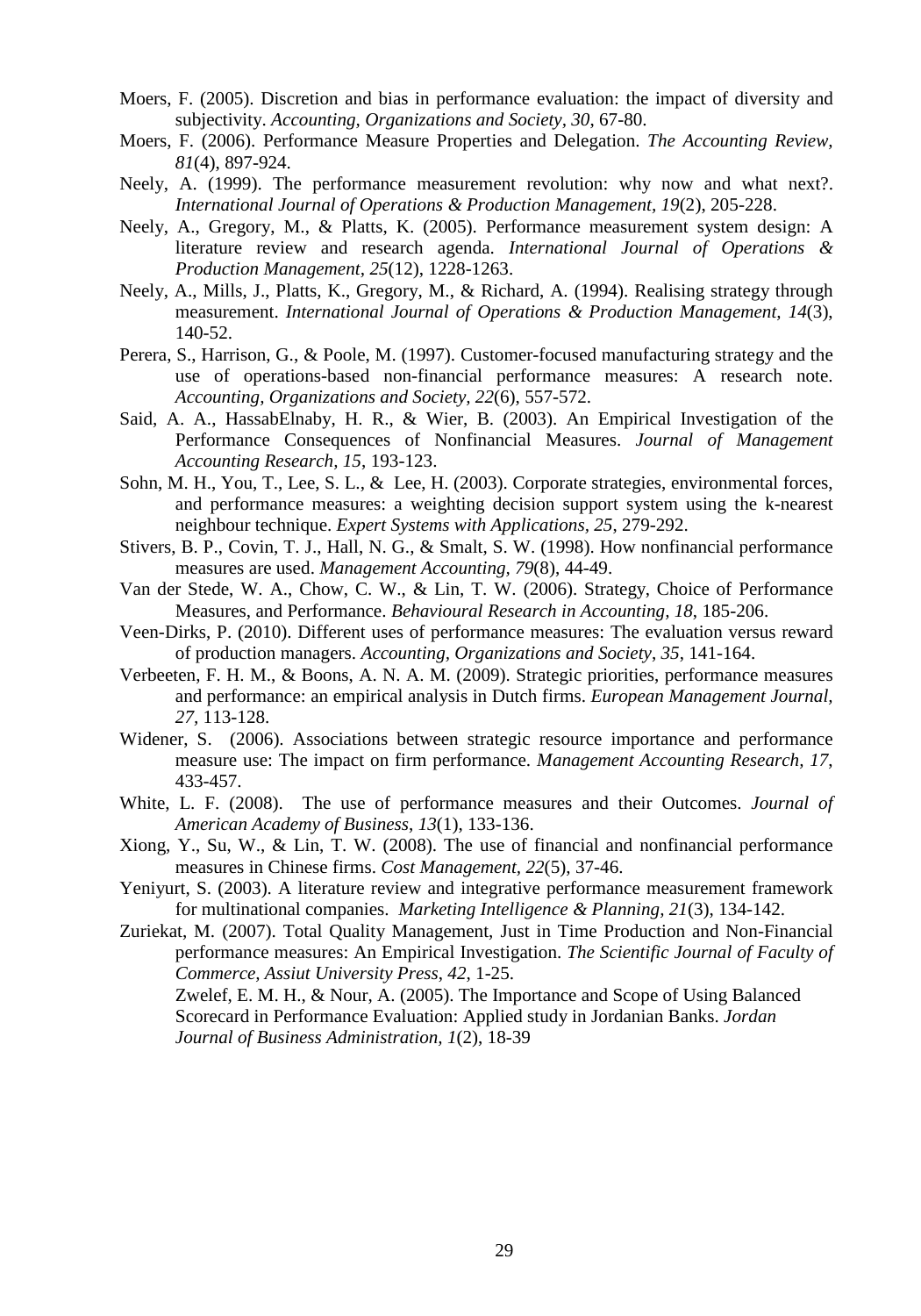Moers, F. (2005). Discretion and bias in performance evaluation: the impact of diversity and subjectivity. *Accounting, Organizations and Society, 30*, 67-80.

Moers, F. (2006). Performance Measure Properties and Delegation. *The Accounting Review, 81*(4), 897-924.

Neely, A. (1999). The performance measurement revolution: why now and what next?. *International Journal of Operations & Production Management*, *19*(2), 205-228.

Neely, A., Gregory, M., & Platts, K. (2005). Performance measurement system design: A literature review and research agenda. *International Journal of Operations & Production Management*, *25*(12), 1228-1263.

Neely, A., Mills, J., Platts, K., Gregory, M., & Richard, A. (1994). Realising strategy through measurement. *International Journal of Operations & Production Management, 14*(3), 140-52.

Perera, S., Harrison, G., & Poole, M. (1997). Customer-focused manufacturing strategy and the use of operations-based non-financial performance measures: A research note. *Accounting, Organizations and Society, 22*(6), 557-572.

Said, A. A., HassabElnaby, H. R., & Wier, B. (2003). An Empirical Investigation of the Performance Consequences of Nonfinancial Measures. *Journal of Management Accounting Research, 15*, 193-123.

Sohn, M. H., You, T., Lee, S. L., & Lee, H. (2003). Corporate strategies, environmental forces, and performance measures: a weighting decision support system using the k-nearest neighbour technique. *Expert Systems with Applications, 25*, 279-292.

Stivers, B. P., Covin, T. J., Hall, N. G., & Smalt, S. W. (1998). How nonfinancial performance measures are used. *Management Accounting, 79*(8), 44-49.

Van der Stede, W. A., Chow, C. W., & Lin, T. W. (2006). Strategy, Choice of Performance Measures, and Performance. *Behavioural Research in Accounting, 18*, 185-206.

Veen-Dirks, P. (2010). Different uses of performance measures: The evaluation versus reward of production managers. *Accounting, Organizations and Society*, *35*, 141-164.

Verbeeten, F. H. M., & Boons, A. N. A. M. (2009). Strategic priorities, performance measures and performance: an empirical analysis in Dutch firms. *European Management Journal, 27*, 113-128.

Widener, S. (2006). Associations between strategic resource importance and performance measure use: The impact on firm performance. *Management Accounting Research, 17*, 433-457.

White, L. F. (2008). The use of performance measures and their Outcomes. *Journal of American Academy of Business*, *13*(1), 133-136.

Xiong, Y., Su, W., & Lin, T. W. (2008). The use of financial and nonfinancial performance measures in Chinese firms. *Cost Management, 22*(5), 37-46.

Yeniyurt, S. (2003). A literature review and integrative performance measurement framework for multinational companies. *Marketing Intelligence & Planning, 21*(3), 134-142.

Zuriekat, M. (2007). Total Quality Management, Just in Time Production and Non-Financial performance measures: An Empirical Investigation. *The Scientific Journal of Faculty of Commerce, Assiut University Press, 42*, 1-25.

Zwelef, E. M. H., & Nour, A. (2005). The Importance and Scope of Using Balanced Scorecard in Performance Evaluation: Applied study in Jordanian Banks. *Jordan Journal of Business Administration, 1*(2), 18-39